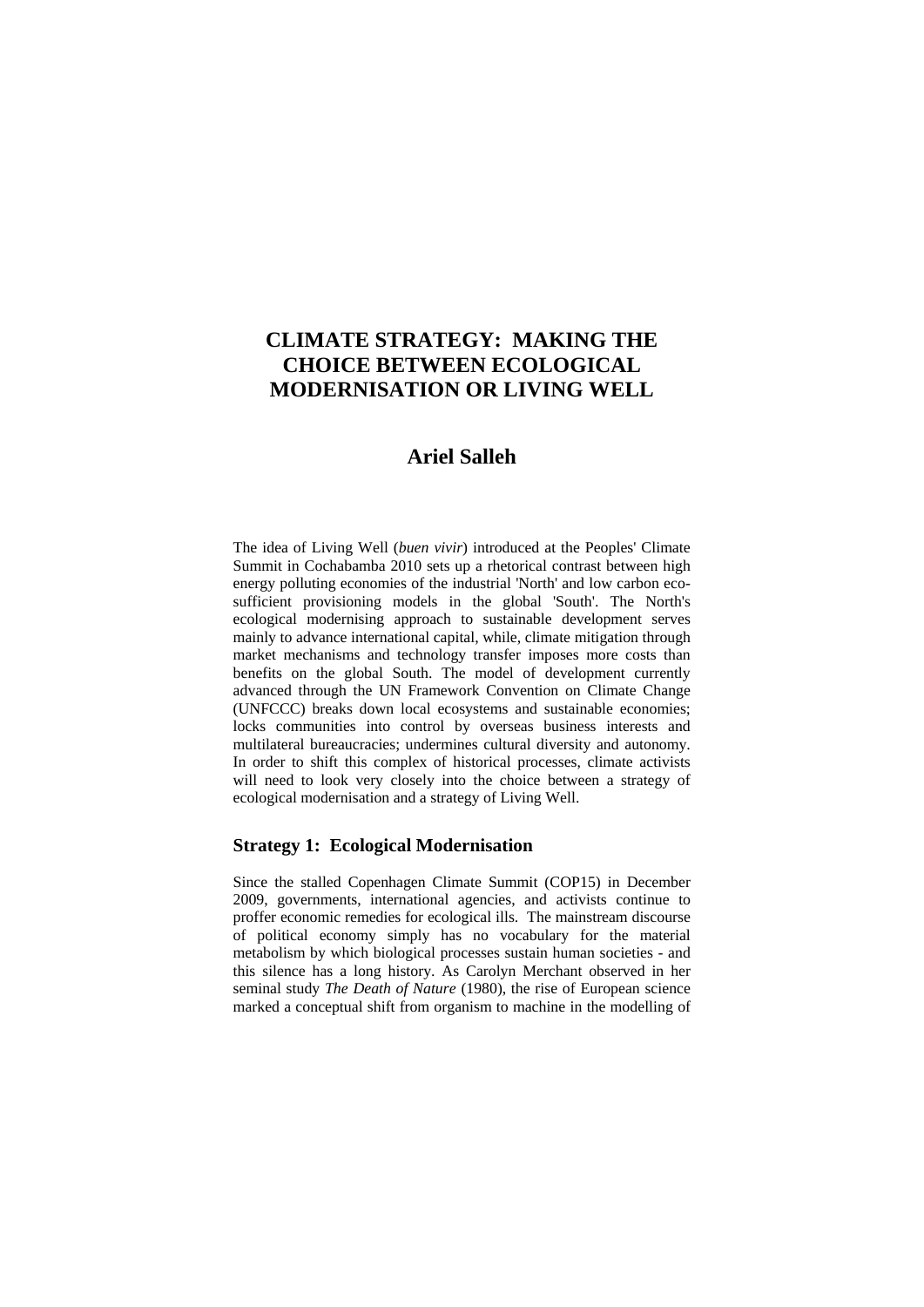# CLIMATE STRATEGY: MAKING THE CHOICE BETWEEN ECOLOGICAL MODERNISATION OR LIVING WELL

## Ariel Salleh

The idea of Living Well (*buen vivir*) introduced at the Peoples' Climate Summit in Cochabamba 2010 sets up a rhetorical contrast between high energy polluting economies of the industrial 'North' and low carbon eco-sufficient provisioning models in the global 'South'. The North's ecological modernising approach to sustainable development serves mainly to advance international capital, while, climate mitigation through market mechanisms and technology transfer imposes more costs than benefits on the global South. The model of development currently advanced through the UN Framework Convention on Climate Change (UNFCCC) breaks down local ecosystems and sustainable economies; locks communities into control by overseas business interests and multilateral bureaucracies; undermines cultural diversity and autonomy. In order to shift this complex of historical processes, climate activists will need to look very closely into the choice between a strategy of ecological modernisation and a strategy of Living Well.

### Strategy 1: Ecological Modernisation

Since the stalled Copenhagen Climate Summit (COP15) in December 2009, governments, international agencies, and activists continue to proffer economic remedies for ecological ills. The mainstream discourse of political economy simply has no vocabulary for the material metabolism by which biological processes sustain human societies - and this silence has a long history. As Carolyn Merchant observed in her seminal study *The Death of Nature* (1980), the rise of European science marked a conceptual shift from organism to machine in the modelling of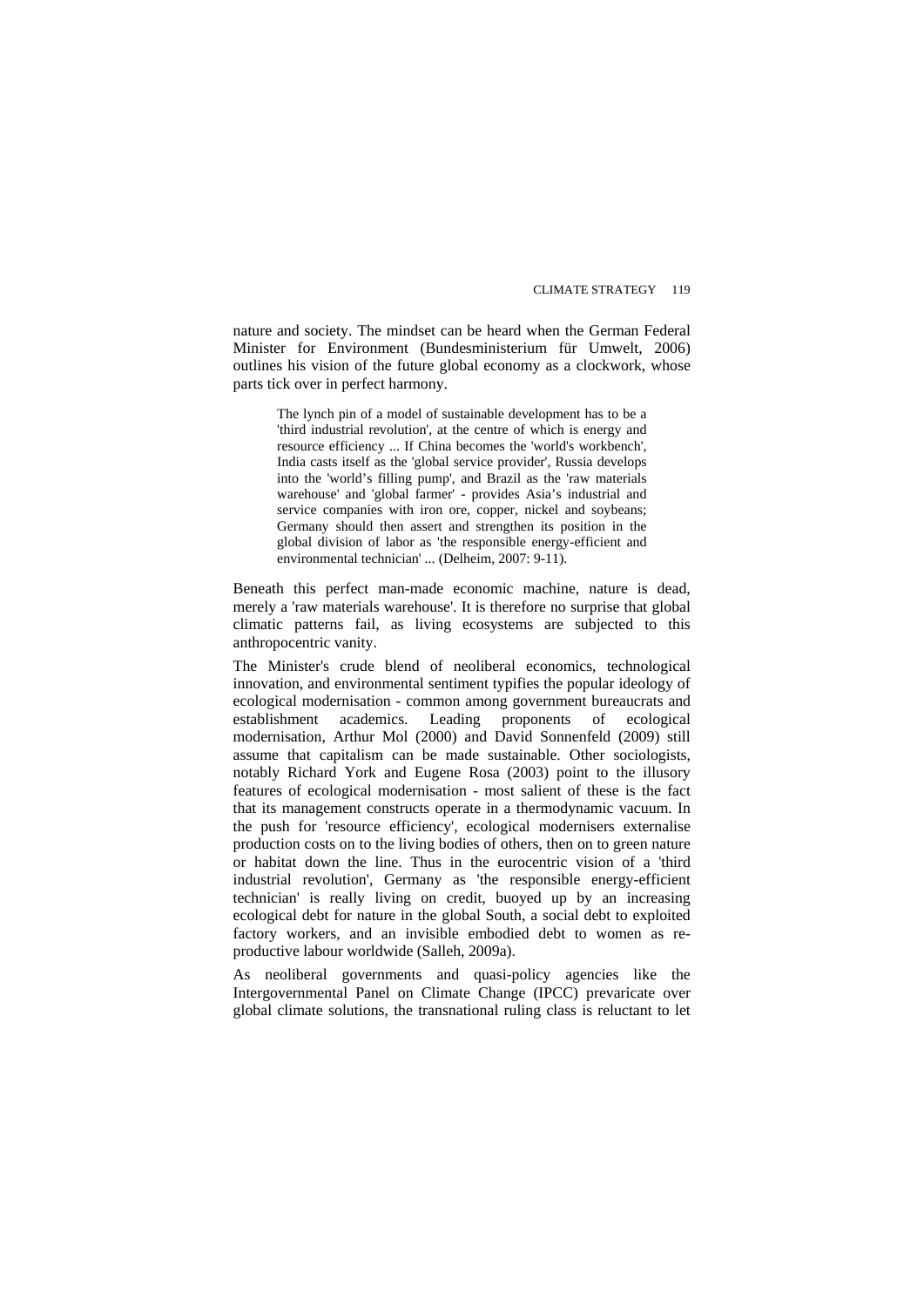nature and society. The mindset can be heard when the German Federal Minister for Environment (Bundesministerium für Umwelt, 2006) outlines his vision of the future global economy as a clockwork, whose parts tick over in perfect harmony.

> The lynch pin of a model of sustainable development has to be a 'third industrial revolution', at the centre of which is energy and resource efficiency ... If China becomes the 'world's workbench', India casts itself as the 'global service provider', Russia develops into the 'world's filling pump', and Brazil as the 'raw materials warehouse' and 'global farmer' - provides Asia's industrial and service companies with iron ore, copper, nickel and soybeans; Germany should then assert and strengthen its position in the global division of labor as 'the responsible energy-efficient and environmental technician' ... (Delheim, 2007: 9-11).

Beneath this perfect man-made economic machine, nature is dead, merely a 'raw materials warehouse'. It is therefore no surprise that global climatic patterns fail, as living ecosystems are subjected to this anthropocentric vanity.

The Minister's crude blend of neoliberal economics, technological innovation, and environmental sentiment typifies the popular ideology of ecological modernisation - common among government bureaucrats and establishment academics. Leading proponents of ecological modernisation, Arthur Mol (2000) and David Sonnenfeld (2009) still assume that capitalism can be made sustainable. Other sociologists, notably Richard York and Eugene Rosa (2003) point to the illusory features of ecological modernisation - most salient of these is the fact that its management constructs operate in a thermodynamic vacuum. In the push for 'resource efficiency', ecological modernisers externalise production costs on to the living bodies of others, then on to green nature or habitat down the line. Thus in the eurocentric vision of a 'third industrial revolution', Germany as 'the responsible energy-efficient technician' is really living on credit, buoyed up by an increasing ecological debt for nature in the global South, a social debt to exploited factory workers, and an invisible embodied debt to women as re-productive labour worldwide (Salleh, 2009a).

As neoliberal governments and quasi-policy agencies like the Intergovernmental Panel on Climate Change (IPCC) prevaricate over global climate solutions, the transnational ruling class is reluctant to let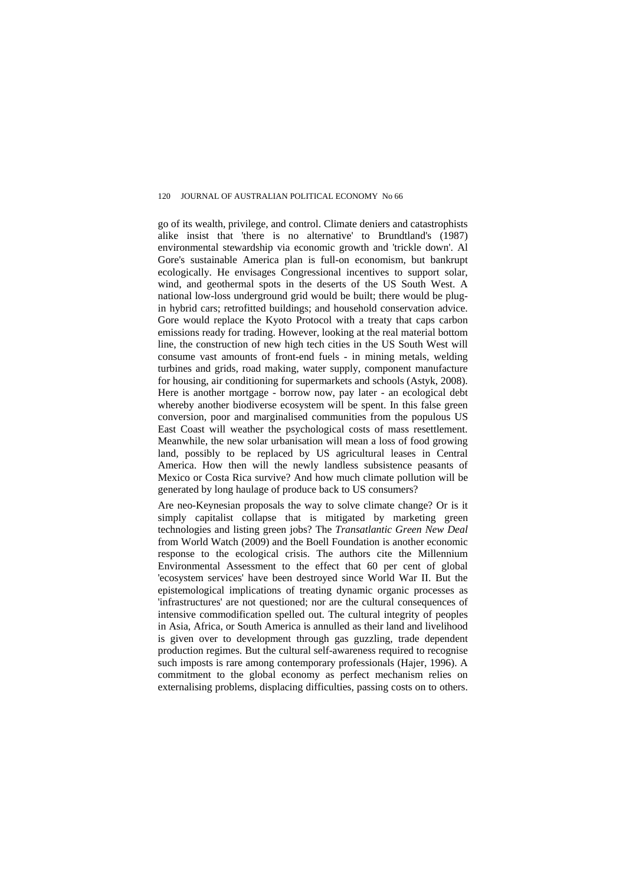go of its wealth, privilege, and control. Climate deniers and catastrophists alike insist that 'there is no alternative' to Brundtland's (1987) environmental stewardship via economic growth and 'trickle down'. Al Gore's sustainable America plan is full-on economism, but bankrupt ecologically. He envisages Congressional incentives to support solar, wind, and geothermal spots in the deserts of the US South West. A national low-loss underground grid would be built; there would be plug-in hybrid cars; retrofitted buildings; and household conservation advice. Gore would replace the Kyoto Protocol with a treaty that caps carbon emissions ready for trading. However, looking at the real material bottom line, the construction of new high tech cities in the US South West will consume vast amounts of front-end fuels - in mining metals, welding turbines and grids, road making, water supply, component manufacture for housing, air conditioning for supermarkets and schools (Astyk, 2008). Here is another mortgage - borrow now, pay later - an ecological debt whereby another biodiverse ecosystem will be spent. In this false green conversion, poor and marginalised communities from the populous US East Coast will weather the psychological costs of mass resettlement. Meanwhile, the new solar urbanisation will mean a loss of food growing land, possibly to be replaced by US agricultural leases in Central America. How then will the newly landless subsistence peasants of Mexico or Costa Rica survive? And how much climate pollution will be generated by long haulage of produce back to US consumers?

Are neo-Keynesian proposals the way to solve climate change? Or is it simply capitalist collapse that is mitigated by marketing green technologies and listing green jobs? The *Transatlantic Green New Deal* from World Watch (2009) and the Boell Foundation is another economic response to the ecological crisis. The authors cite the Millennium Environmental Assessment to the effect that 60 per cent of global 'ecosystem services' have been destroyed since World War II. But the epistemological implications of treating dynamic organic processes as 'infrastructures' are not questioned; nor are the cultural consequences of intensive commodification spelled out. The cultural integrity of peoples in Asia, Africa, or South America is annulled as their land and livelihood is given over to development through gas guzzling, trade dependent production regimes. But the cultural self-awareness required to recognise such imposts is rare among contemporary professionals (Hajer, 1996). A commitment to the global economy as perfect mechanism relies on externalising problems, displacing difficulties, passing costs on to others.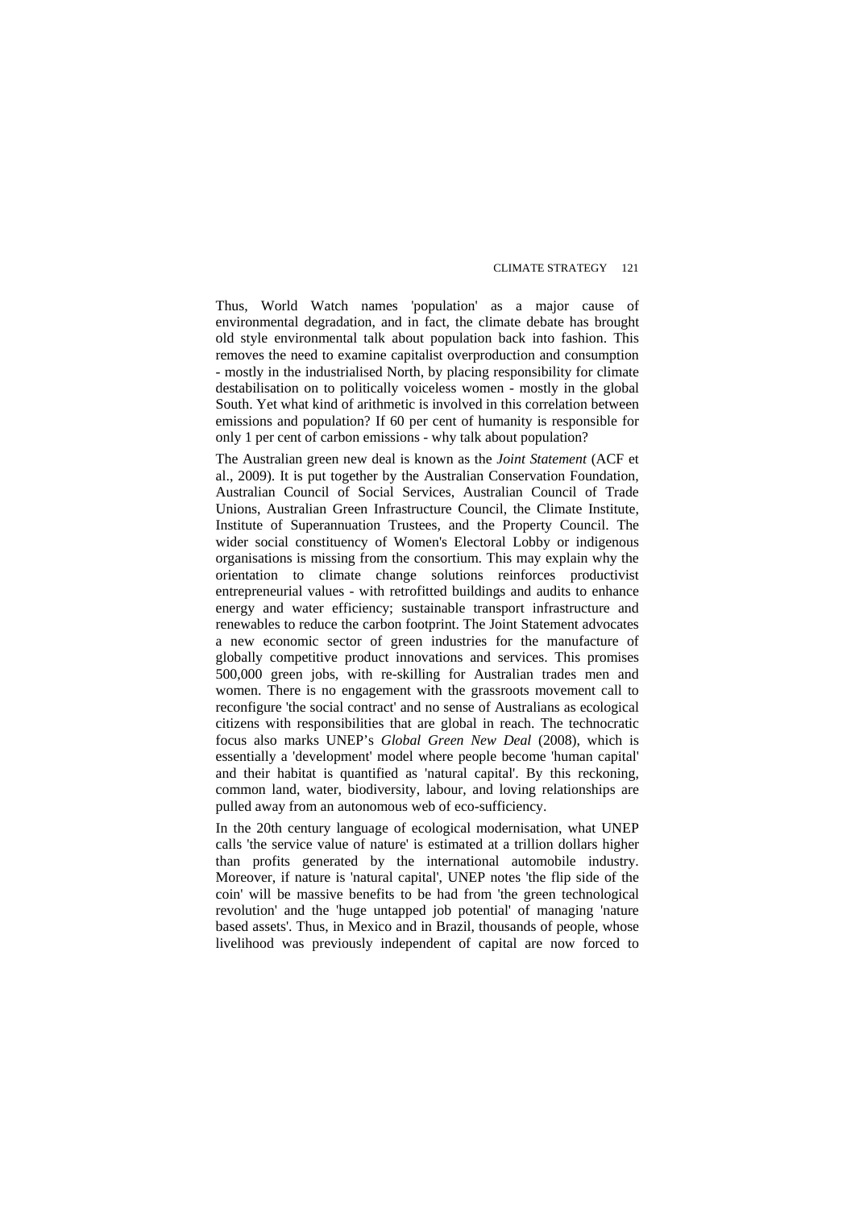Thus, World Watch names 'population' as a major cause of environmental degradation, and in fact, the climate debate has brought old style environmental talk about population back into fashion. This removes the need to examine capitalist overproduction and consumption - mostly in the industrialised North, by placing responsibility for climate destabilisation on to politically voiceless women - mostly in the global South. Yet what kind of arithmetic is involved in this correlation between emissions and population? If 60 per cent of humanity is responsible for only 1 per cent of carbon emissions - why talk about population?

The Australian green new deal is known as the *Joint Statement* (ACF et al., 2009). It is put together by the Australian Conservation Foundation, Australian Council of Social Services, Australian Council of Trade Unions, Australian Green Infrastructure Council, the Climate Institute, Institute of Superannuation Trustees, and the Property Council. The wider social constituency of Women's Electoral Lobby or indigenous organisations is missing from the consortium. This may explain why the orientation to climate change solutions reinforces productivist entrepreneurial values - with retrofitted buildings and audits to enhance energy and water efficiency; sustainable transport infrastructure and renewables to reduce the carbon footprint. The Joint Statement advocates a new economic sector of green industries for the manufacture of globally competitive product innovations and services. This promises 500,000 green jobs, with re-skilling for Australian trades men and women. There is no engagement with the grassroots movement call to reconfigure 'the social contract' and no sense of Australians as ecological citizens with responsibilities that are global in reach. The technocratic focus also marks UNEP's *Global Green New Deal* (2008), which is essentially a 'development' model where people become 'human capital' and their habitat is quantified as 'natural capital'. By this reckoning, common land, water, biodiversity, labour, and loving relationships are pulled away from an autonomous web of eco-sufficiency.

In the 20th century language of ecological modernisation, what UNEP calls 'the service value of nature' is estimated at a trillion dollars higher than profits generated by the international automobile industry. Moreover, if nature is 'natural capital', UNEP notes 'the flip side of the coin' will be massive benefits to be had from 'the green technological revolution' and the 'huge untapped job potential' of managing 'nature based assets'. Thus, in Mexico and in Brazil, thousands of people, whose livelihood was previously independent of capital are now forced to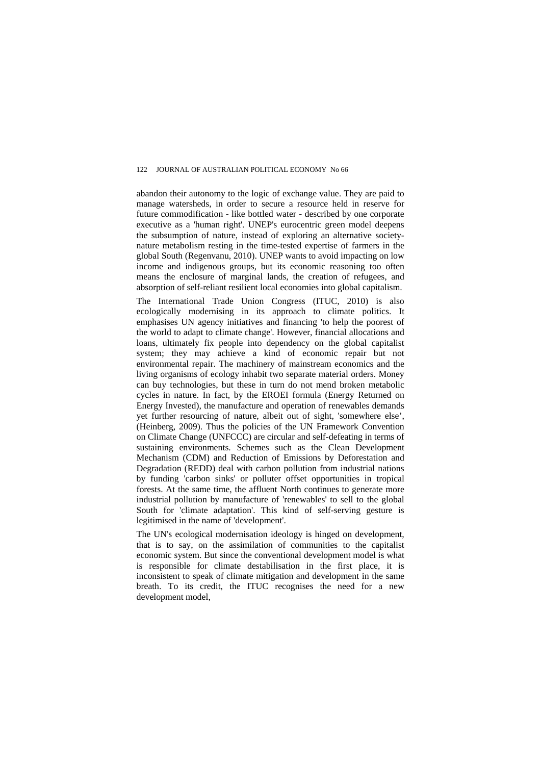abandon their autonomy to the logic of exchange value. They are paid to manage watersheds, in order to secure a resource held in reserve for future commodification - like bottled water - described by one corporate executive as a 'human right'. UNEP's eurocentric green model deepens the subsumption of nature, instead of exploring an alternative society-nature metabolism resting in the time-tested expertise of farmers in the global South (Regenvanu, 2010). UNEP wants to avoid impacting on low income and indigenous groups, but its economic reasoning too often means the enclosure of marginal lands, the creation of refugees, and absorption of self-reliant resilient local economies into global capitalism.

The International Trade Union Congress (ITUC, 2010) is also ecologically modernising in its approach to climate politics. It emphasises UN agency initiatives and financing 'to help the poorest of the world to adapt to climate change'. However, financial allocations and loans, ultimately fix people into dependency on the global capitalist system; they may achieve a kind of economic repair but not environmental repair. The machinery of mainstream economics and the living organisms of ecology inhabit two separate material orders. Money can buy technologies, but these in turn do not mend broken metabolic cycles in nature. In fact, by the EROEI formula (Energy Returned on Energy Invested), the manufacture and operation of renewables demands yet further resourcing of nature, albeit out of sight, 'somewhere else', (Heinberg, 2009). Thus the policies of the UN Framework Convention on Climate Change (UNFCCC) are circular and self-defeating in terms of sustaining environments. Schemes such as the Clean Development Mechanism (CDM) and Reduction of Emissions by Deforestation and Degradation (REDD) deal with carbon pollution from industrial nations by funding 'carbon sinks' or polluter offset opportunities in tropical forests. At the same time, the affluent North continues to generate more industrial pollution by manufacture of 'renewables' to sell to the global South for 'climate adaptation'. This kind of self-serving gesture is legitimised in the name of 'development'.

The UN's ecological modernisation ideology is hinged on development, that is to say, on the assimilation of communities to the capitalist economic system. But since the conventional development model is what is responsible for climate destabilisation in the first place, it is inconsistent to speak of climate mitigation and development in the same breath. To its credit, the ITUC recognises the need for a new development model,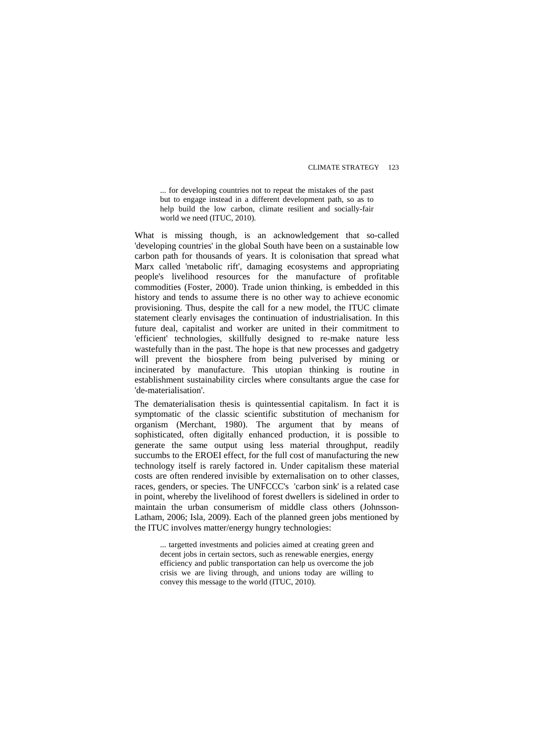> ... for developing countries not to repeat the mistakes of the past but to engage instead in a different development path, so as to help build the low carbon, climate resilient and socially-fair world we need (ITUC, 2010).

What is missing though, is an acknowledgement that so-called 'developing countries' in the global South have been on a sustainable low carbon path for thousands of years. It is colonisation that spread what Marx called 'metabolic rift', damaging ecosystems and appropriating people's livelihood resources for the manufacture of profitable commodities (Foster, 2000). Trade union thinking, is embedded in this history and tends to assume there is no other way to achieve economic provisioning. Thus, despite the call for a new model, the ITUC climate statement clearly envisages the continuation of industrialisation. In this future deal, capitalist and worker are united in their commitment to 'efficient' technologies, skillfully designed to re-make nature less wastefully than in the past. The hope is that new processes and gadgetry will prevent the biosphere from being pulverised by mining or incinerated by manufacture. This utopian thinking is routine in establishment sustainability circles where consultants argue the case for 'de-materialisation'.

The dematerialisation thesis is quintessential capitalism. In fact it is symptomatic of the classic scientific substitution of mechanism for organism (Merchant, 1980). The argument that by means of sophisticated, often digitally enhanced production, it is possible to generate the same output using less material throughput, readily succumbs to the EROEI effect, for the full cost of manufacturing the new technology itself is rarely factored in. Under capitalism these material costs are often rendered invisible by externalisation on to other classes, races, genders, or species. The UNFCCC's 'carbon sink' is a related case in point, whereby the livelihood of forest dwellers is sidelined in order to maintain the urban consumerism of middle class others (Johnsson-Latham, 2006; Isla, 2009). Each of the planned green jobs mentioned by the ITUC involves matter/energy hungry technologies:

> ... targetted investments and policies aimed at creating green and decent jobs in certain sectors, such as renewable energies, energy efficiency and public transportation can help us overcome the job crisis we are living through, and unions today are willing to convey this message to the world (ITUC, 2010).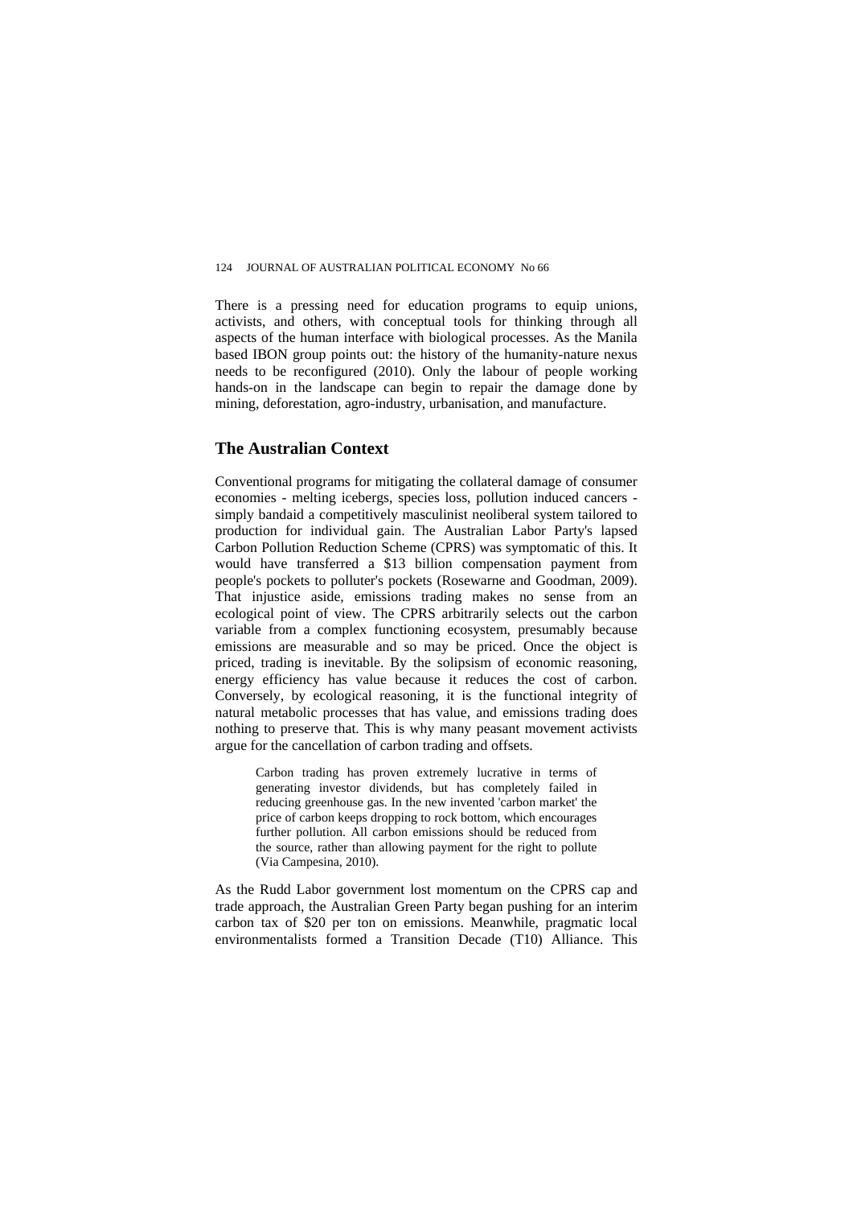There is a pressing need for education programs to equip unions, activists, and others, with conceptual tools for thinking through all aspects of the human interface with biological processes. As the Manila based IBON group points out: the history of the humanity-nature nexus needs to be reconfigured (2010). Only the labour of people working hands-on in the landscape can begin to repair the damage done by mining, deforestation, agro-industry, urbanisation, and manufacture.

## The Australian Context

Conventional programs for mitigating the collateral damage of consumer economies - melting icebergs, species loss, pollution induced cancers - simply bandaid a competitively masculinist neoliberal system tailored to production for individual gain. The Australian Labor Party's lapsed Carbon Pollution Reduction Scheme (CPRS) was symptomatic of this. It would have transferred a $13 billion compensation payment from people's pockets to polluter's pockets (Rosewarne and Goodman, 2009). That injustice aside, emissions trading makes no sense from an ecological point of view. The CPRS arbitrarily selects out the carbon variable from a complex functioning ecosystem, presumably because emissions are measurable and so may be priced. Once the object is priced, trading is inevitable. By the solipsism of economic reasoning, energy efficiency has value because it reduces the cost of carbon. Conversely, by ecological reasoning, it is the functional integrity of natural metabolic processes that has value, and emissions trading does nothing to preserve that. This is why many peasant movement activists argue for the cancellation of carbon trading and offsets.

> Carbon trading has proven extremely lucrative in terms of generating investor dividends, but has completely failed in reducing greenhouse gas. In the new invented 'carbon market' the price of carbon keeps dropping to rock bottom, which encourages further pollution. All carbon emissions should be reduced from the source, rather than allowing payment for the right to pollute (Via Campesina, 2010).

As the Rudd Labor government lost momentum on the CPRS cap and trade approach, the Australian Green Party began pushing for an interim carbon tax of $20 per ton on emissions. Meanwhile, pragmatic local environmentalists formed a Transition Decade (T10) Alliance. This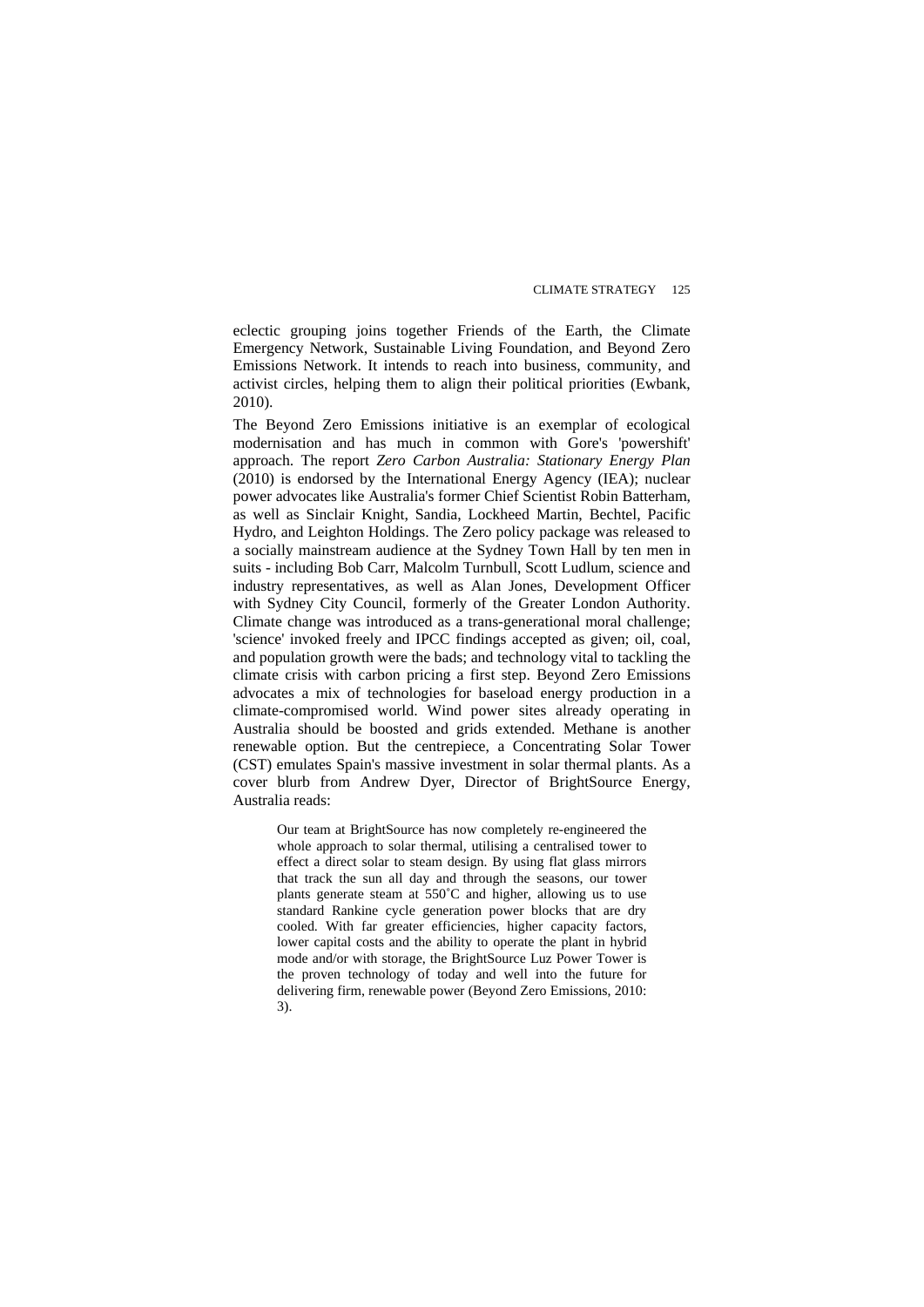eclectic grouping joins together Friends of the Earth, the Climate Emergency Network, Sustainable Living Foundation, and Beyond Zero Emissions Network. It intends to reach into business, community, and activist circles, helping them to align their political priorities (Ewbank, 2010).

The Beyond Zero Emissions initiative is an exemplar of ecological modernisation and has much in common with Gore's 'powershift' approach. The report *Zero Carbon Australia: Stationary Energy Plan* (2010) is endorsed by the International Energy Agency (IEA); nuclear power advocates like Australia's former Chief Scientist Robin Batterham, as well as Sinclair Knight, Sandia, Lockheed Martin, Bechtel, Pacific Hydro, and Leighton Holdings. The Zero policy package was released to a socially mainstream audience at the Sydney Town Hall by ten men in suits - including Bob Carr, Malcolm Turnbull, Scott Ludlum, science and industry representatives, as well as Alan Jones, Development Officer with Sydney City Council, formerly of the Greater London Authority. Climate change was introduced as a trans-generational moral challenge; 'science' invoked freely and IPCC findings accepted as given; oil, coal, and population growth were the bads; and technology vital to tackling the climate crisis with carbon pricing a first step. Beyond Zero Emissions advocates a mix of technologies for baseload energy production in a climate-compromised world. Wind power sites already operating in Australia should be boosted and grids extended. Methane is another renewable option. But the centrepiece, a Concentrating Solar Tower (CST) emulates Spain's massive investment in solar thermal plants. As a cover blurb from Andrew Dyer, Director of BrightSource Energy, Australia reads:

> Our team at BrightSource has now completely re-engineered the whole approach to solar thermal, utilising a centralised tower to effect a direct solar to steam design. By using flat glass mirrors that track the sun all day and through the seasons, our tower plants generate steam at 550˚C and higher, allowing us to use standard Rankine cycle generation power blocks that are dry cooled. With far greater efficiencies, higher capacity factors, lower capital costs and the ability to operate the plant in hybrid mode and/or with storage, the BrightSource Luz Power Tower is the proven technology of today and well into the future for delivering firm, renewable power (Beyond Zero Emissions, 2010: 3).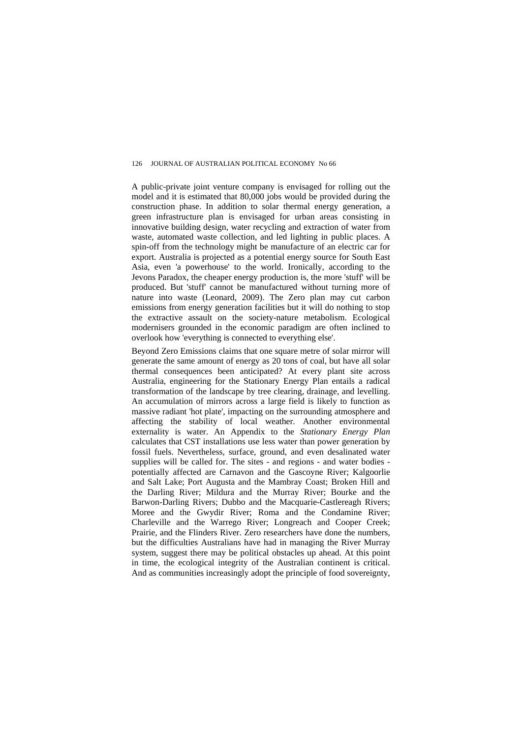A public-private joint venture company is envisaged for rolling out the model and it is estimated that 80,000 jobs would be provided during the construction phase. In addition to solar thermal energy generation, a green infrastructure plan is envisaged for urban areas consisting in innovative building design, water recycling and extraction of water from waste, automated waste collection, and led lighting in public places. A spin-off from the technology might be manufacture of an electric car for export. Australia is projected as a potential energy source for South East Asia, even 'a powerhouse' to the world. Ironically, according to the Jevons Paradox, the cheaper energy production is, the more 'stuff' will be produced. But 'stuff' cannot be manufactured without turning more of nature into waste (Leonard, 2009). The Zero plan may cut carbon emissions from energy generation facilities but it will do nothing to stop the extractive assault on the society-nature metabolism. Ecological modernisers grounded in the economic paradigm are often inclined to overlook how 'everything is connected to everything else'.

Beyond Zero Emissions claims that one square metre of solar mirror will generate the same amount of energy as 20 tons of coal, but have all solar thermal consequences been anticipated? At every plant site across Australia, engineering for the Stationary Energy Plan entails a radical transformation of the landscape by tree clearing, drainage, and levelling. An accumulation of mirrors across a large field is likely to function as massive radiant 'hot plate', impacting on the surrounding atmosphere and affecting the stability of local weather. Another environmental externality is water. An Appendix to the *Stationary Energy Plan* calculates that CST installations use less water than power generation by fossil fuels. Nevertheless, surface, ground, and even desalinated water supplies will be called for. The sites - and regions - and water bodies - potentially affected are Carnavon and the Gascoyne River; Kalgoorlie and Salt Lake; Port Augusta and the Mambray Coast; Broken Hill and the Darling River; Mildura and the Murray River; Bourke and the Barwon-Darling Rivers; Dubbo and the Macquarie-Castlereagh Rivers; Moree and the Gwydir River; Roma and the Condamine River; Charleville and the Warrego River; Longreach and Cooper Creek; Prairie, and the Flinders River. Zero researchers have done the numbers, but the difficulties Australians have had in managing the River Murray system, suggest there may be political obstacles up ahead. At this point in time, the ecological integrity of the Australian continent is critical. And as communities increasingly adopt the principle of food sovereignty,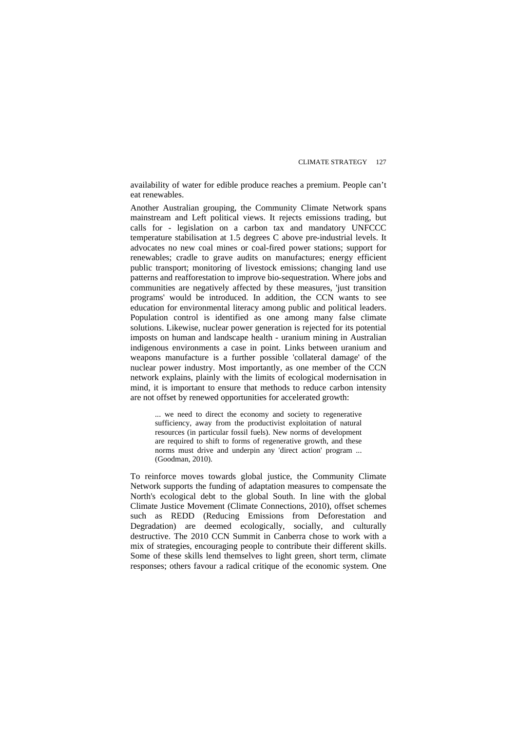availability of water for edible produce reaches a premium. People can't eat renewables.

Another Australian grouping, the Community Climate Network spans mainstream and Left political views. It rejects emissions trading, but calls for - legislation on a carbon tax and mandatory UNFCCC temperature stabilisation at 1.5 degrees C above pre-industrial levels. It advocates no new coal mines or coal-fired power stations; support for renewables; cradle to grave audits on manufactures; energy efficient public transport; monitoring of livestock emissions; changing land use patterns and reafforestation to improve bio-sequestration. Where jobs and communities are negatively affected by these measures, 'just transition programs' would be introduced. In addition, the CCN wants to see education for environmental literacy among public and political leaders. Population control is identified as one among many false climate solutions. Likewise, nuclear power generation is rejected for its potential imposts on human and landscape health - uranium mining in Australian indigenous environments a case in point. Links between uranium and weapons manufacture is a further possible 'collateral damage' of the nuclear power industry. Most importantly, as one member of the CCN network explains, plainly with the limits of ecological modernisation in mind, it is important to ensure that methods to reduce carbon intensity are not offset by renewed opportunities for accelerated growth:

> ... we need to direct the economy and society to regenerative sufficiency, away from the productivist exploitation of natural resources (in particular fossil fuels). New norms of development are required to shift to forms of regenerative growth, and these norms must drive and underpin any 'direct action' program ... (Goodman, 2010).

To reinforce moves towards global justice, the Community Climate Network supports the funding of adaptation measures to compensate the North's ecological debt to the global South. In line with the global Climate Justice Movement (Climate Connections, 2010), offset schemes such as REDD (Reducing Emissions from Deforestation and Degradation) are deemed ecologically, socially, and culturally destructive. The 2010 CCN Summit in Canberra chose to work with a mix of strategies, encouraging people to contribute their different skills. Some of these skills lend themselves to light green, short term, climate responses; others favour a radical critique of the economic system. One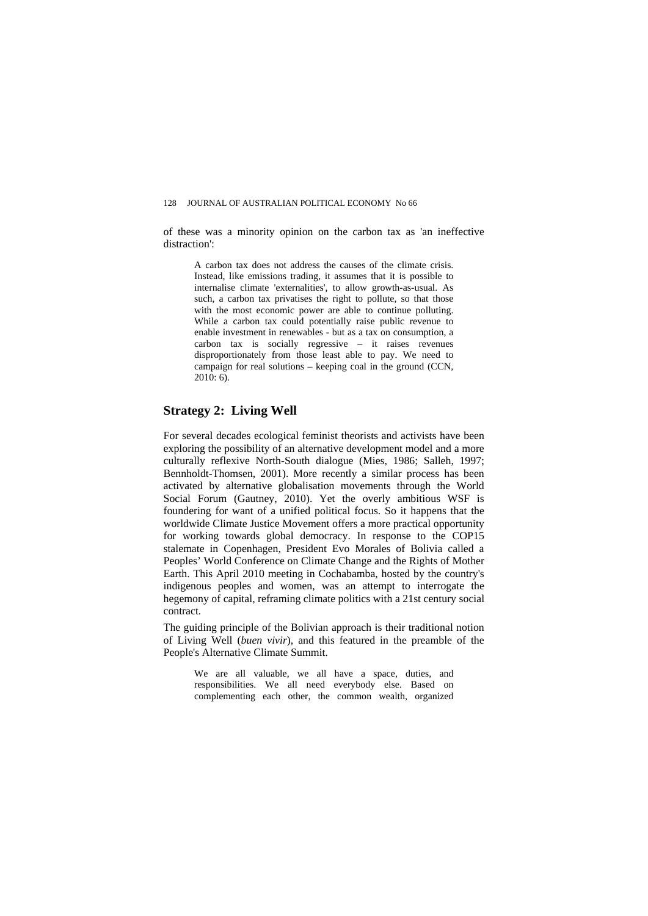of these was a minority opinion on the carbon tax as 'an ineffective distraction':

> A carbon tax does not address the causes of the climate crisis. Instead, like emissions trading, it assumes that it is possible to internalise climate 'externalities', to allow growth-as-usual. As such, a carbon tax privatises the right to pollute, so that those with the most economic power are able to continue polluting. While a carbon tax could potentially raise public revenue to enable investment in renewables - but as a tax on consumption, a carbon tax is socially regressive – it raises revenues disproportionately from those least able to pay. We need to campaign for real solutions – keeping coal in the ground (CCN, 2010: 6).

## Strategy 2: Living Well

For several decades ecological feminist theorists and activists have been exploring the possibility of an alternative development model and a more culturally reflexive North-South dialogue (Mies, 1986; Salleh, 1997; Bennholdt-Thomsen, 2001). More recently a similar process has been activated by alternative globalisation movements through the World Social Forum (Gautney, 2010). Yet the overly ambitious WSF is foundering for want of a unified political focus. So it happens that the worldwide Climate Justice Movement offers a more practical opportunity for working towards global democracy. In response to the COP15 stalemate in Copenhagen, President Evo Morales of Bolivia called a Peoples' World Conference on Climate Change and the Rights of Mother Earth. This April 2010 meeting in Cochabamba, hosted by the country's indigenous peoples and women, was an attempt to interrogate the hegemony of capital, reframing climate politics with a 21st century social contract.

The guiding principle of the Bolivian approach is their traditional notion of Living Well (*buen vivir*), and this featured in the preamble of the People's Alternative Climate Summit.

> We are all valuable, we all have a space, duties, and responsibilities. We all need everybody else. Based on complementing each other, the common wealth, organized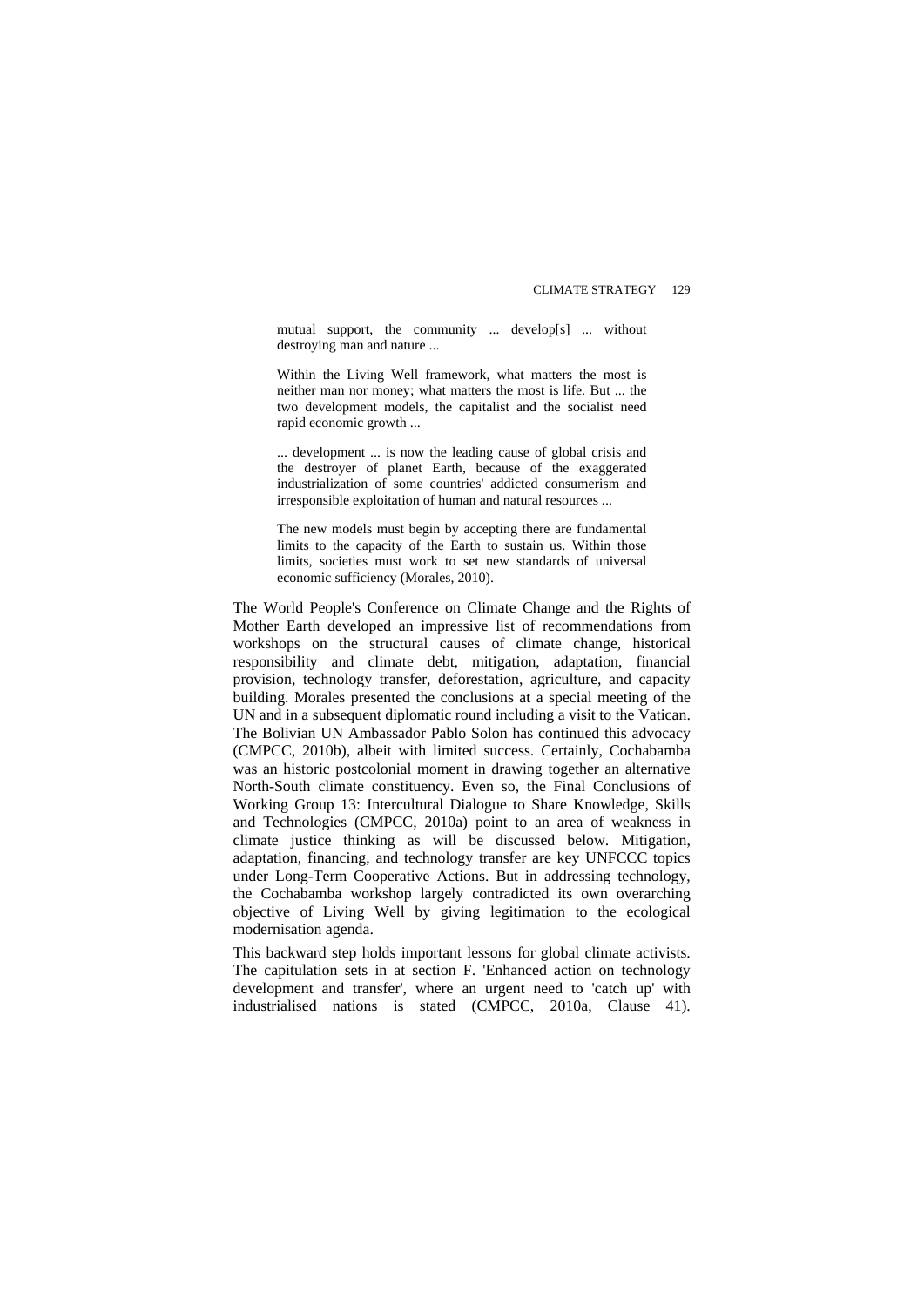> mutual support, the community ... develop[s] ... without destroying man and nature ...
>
> Within the Living Well framework, what matters the most is neither man nor money; what matters the most is life. But ... the two development models, the capitalist and the socialist need rapid economic growth ...
>
> ... development ... is now the leading cause of global crisis and the destroyer of planet Earth, because of the exaggerated industrialization of some countries' addicted consumerism and irresponsible exploitation of human and natural resources ...
>
> The new models must begin by accepting there are fundamental limits to the capacity of the Earth to sustain us. Within those limits, societies must work to set new standards of universal economic sufficiency (Morales, 2010).

The World People's Conference on Climate Change and the Rights of Mother Earth developed an impressive list of recommendations from workshops on the structural causes of climate change, historical responsibility and climate debt, mitigation, adaptation, financial provision, technology transfer, deforestation, agriculture, and capacity building. Morales presented the conclusions at a special meeting of the UN and in a subsequent diplomatic round including a visit to the Vatican. The Bolivian UN Ambassador Pablo Solon has continued this advocacy (CMPCC, 2010b), albeit with limited success. Certainly, Cochabamba was an historic postcolonial moment in drawing together an alternative North-South climate constituency. Even so, the Final Conclusions of Working Group 13: Intercultural Dialogue to Share Knowledge, Skills and Technologies (CMPCC, 2010a) point to an area of weakness in climate justice thinking as will be discussed below. Mitigation, adaptation, financing, and technology transfer are key UNFCCC topics under Long-Term Cooperative Actions. But in addressing technology, the Cochabamba workshop largely contradicted its own overarching objective of Living Well by giving legitimation to the ecological modernisation agenda.

This backward step holds important lessons for global climate activists. The capitulation sets in at section F. 'Enhanced action on technology development and transfer', where an urgent need to 'catch up' with industrialised nations is stated (CMPCC, 2010a, Clause 41).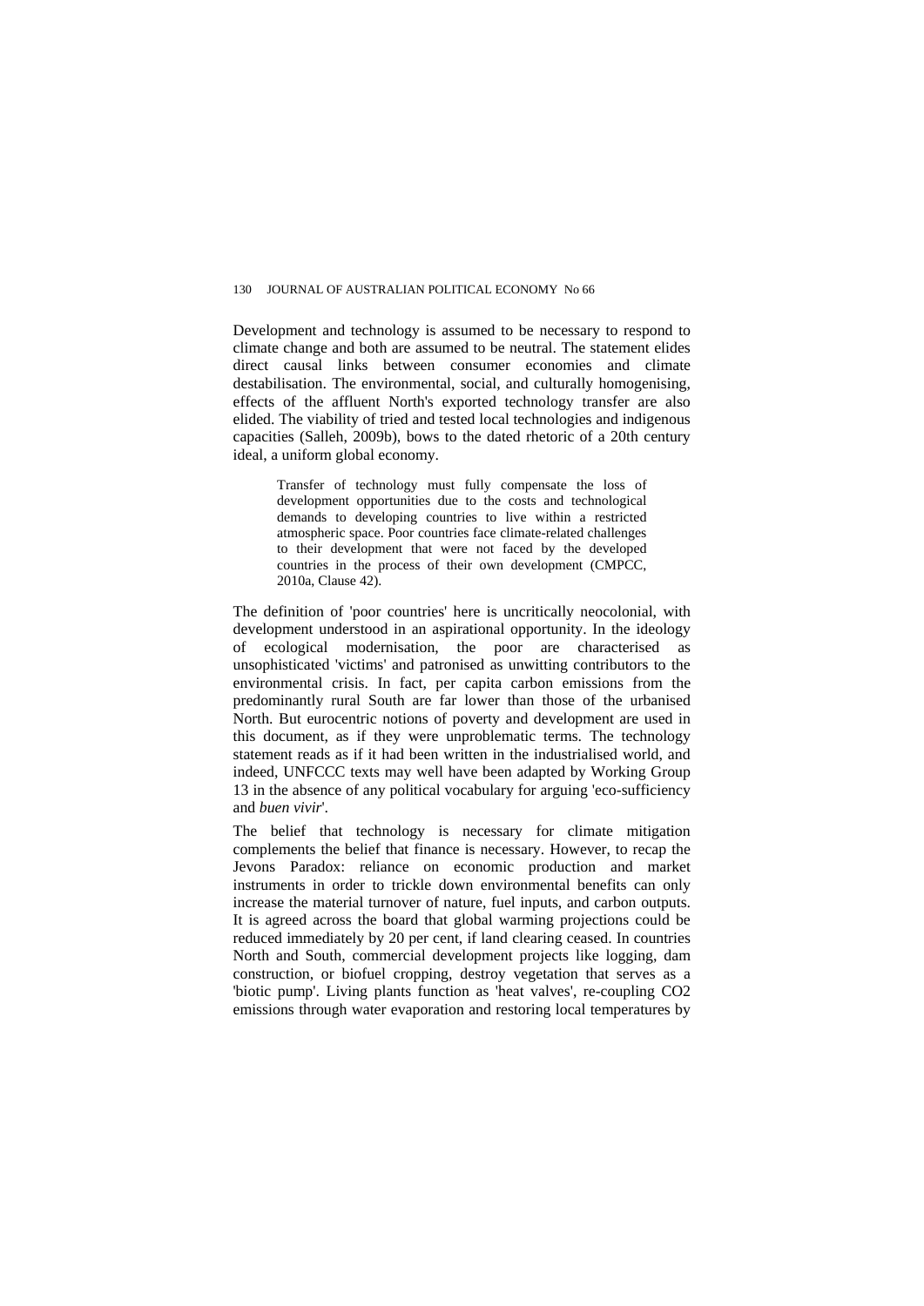Development and technology is assumed to be necessary to respond to climate change and both are assumed to be neutral. The statement elides direct causal links between consumer economies and climate destabilisation. The environmental, social, and culturally homogenising, effects of the affluent North's exported technology transfer are also elided. The viability of tried and tested local technologies and indigenous capacities (Salleh, 2009b), bows to the dated rhetoric of a 20th century ideal, a uniform global economy.

> Transfer of technology must fully compensate the loss of development opportunities due to the costs and technological demands to developing countries to live within a restricted atmospheric space. Poor countries face climate-related challenges to their development that were not faced by the developed countries in the process of their own development (CMPCC, 2010a, Clause 42).

The definition of 'poor countries' here is uncritically neocolonial, with development understood in an aspirational opportunity. In the ideology of ecological modernisation, the poor are characterised as unsophisticated 'victims' and patronised as unwitting contributors to the environmental crisis. In fact, per capita carbon emissions from the predominantly rural South are far lower than those of the urbanised North. But eurocentric notions of poverty and development are used in this document, as if they were unproblematic terms. The technology statement reads as if it had been written in the industrialised world, and indeed, UNFCCC texts may well have been adapted by Working Group 13 in the absence of any political vocabulary for arguing 'eco-sufficiency and *buen vivir*'.

The belief that technology is necessary for climate mitigation complements the belief that finance is necessary. However, to recap the Jevons Paradox: reliance on economic production and market instruments in order to trickle down environmental benefits can only increase the material turnover of nature, fuel inputs, and carbon outputs. It is agreed across the board that global warming projections could be reduced immediately by 20 per cent, if land clearing ceased. In countries North and South, commercial development projects like logging, dam construction, or biofuel cropping, destroy vegetation that serves as a 'biotic pump'. Living plants function as 'heat valves', re-coupling $CO_2$ emissions through water evaporation and restoring local temperatures by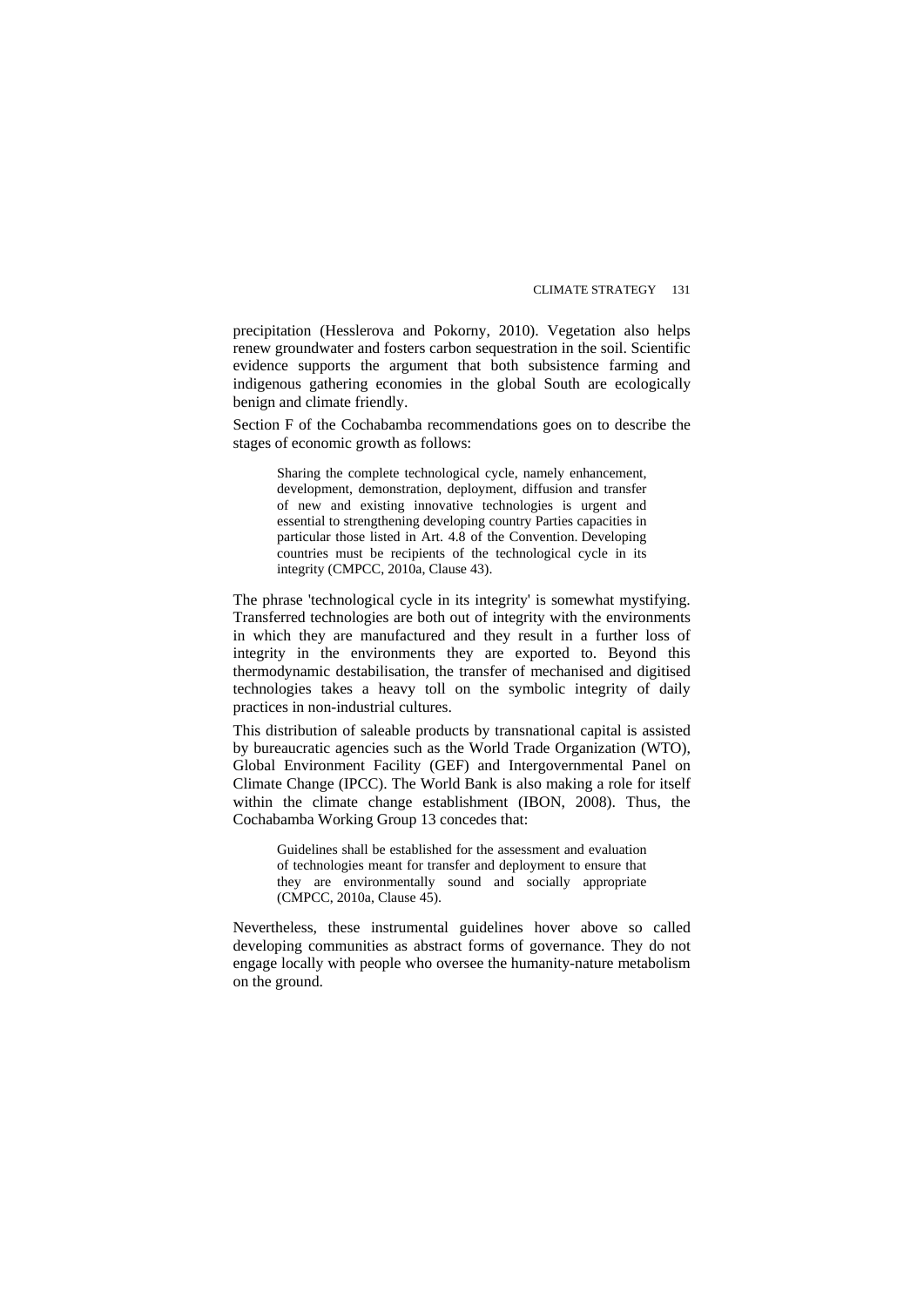precipitation (Hesslerova and Pokorny, 2010). Vegetation also helps renew groundwater and fosters carbon sequestration in the soil. Scientific evidence supports the argument that both subsistence farming and indigenous gathering economies in the global South are ecologically benign and climate friendly.

Section F of the Cochabamba recommendations goes on to describe the stages of economic growth as follows:

> Sharing the complete technological cycle, namely enhancement, development, demonstration, deployment, diffusion and transfer of new and existing innovative technologies is urgent and essential to strengthening developing country Parties capacities in particular those listed in Art. 4.8 of the Convention. Developing countries must be recipients of the technological cycle in its integrity (CMPCC, 2010a, Clause 43).

The phrase 'technological cycle in its integrity' is somewhat mystifying. Transferred technologies are both out of integrity with the environments in which they are manufactured and they result in a further loss of integrity in the environments they are exported to. Beyond this thermodynamic destabilisation, the transfer of mechanised and digitised technologies takes a heavy toll on the symbolic integrity of daily practices in non-industrial cultures.

This distribution of saleable products by transnational capital is assisted by bureaucratic agencies such as the World Trade Organization (WTO), Global Environment Facility (GEF) and Intergovernmental Panel on Climate Change (IPCC). The World Bank is also making a role for itself within the climate change establishment (IBON, 2008). Thus, the Cochabamba Working Group 13 concedes that:

> Guidelines shall be established for the assessment and evaluation of technologies meant for transfer and deployment to ensure that they are environmentally sound and socially appropriate (CMPCC, 2010a, Clause 45).

Nevertheless, these instrumental guidelines hover above so called developing communities as abstract forms of governance. They do not engage locally with people who oversee the humanity-nature metabolism on the ground.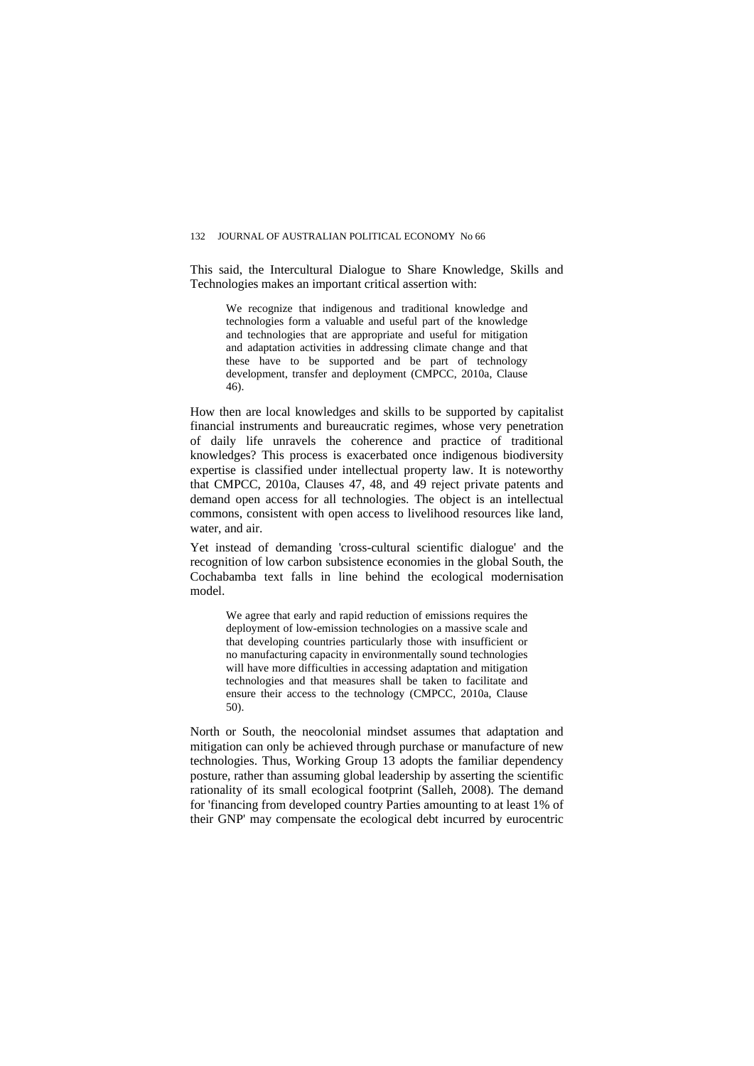This said, the Intercultural Dialogue to Share Knowledge, Skills and Technologies makes an important critical assertion with:

> We recognize that indigenous and traditional knowledge and technologies form a valuable and useful part of the knowledge and technologies that are appropriate and useful for mitigation and adaptation activities in addressing climate change and that these have to be supported and be part of technology development, transfer and deployment (CMPCC, 2010a, Clause 46).

How then are local knowledges and skills to be supported by capitalist financial instruments and bureaucratic regimes, whose very penetration of daily life unravels the coherence and practice of traditional knowledges? This process is exacerbated once indigenous biodiversity expertise is classified under intellectual property law. It is noteworthy that CMPCC, 2010a, Clauses 47, 48, and 49 reject private patents and demand open access for all technologies. The object is an intellectual commons, consistent with open access to livelihood resources like land, water, and air.

Yet instead of demanding 'cross-cultural scientific dialogue' and the recognition of low carbon subsistence economies in the global South, the Cochabamba text falls in line behind the ecological modernisation model.

> We agree that early and rapid reduction of emissions requires the deployment of low-emission technologies on a massive scale and that developing countries particularly those with insufficient or no manufacturing capacity in environmentally sound technologies will have more difficulties in accessing adaptation and mitigation technologies and that measures shall be taken to facilitate and ensure their access to the technology (CMPCC, 2010a, Clause 50).

North or South, the neocolonial mindset assumes that adaptation and mitigation can only be achieved through purchase or manufacture of new technologies. Thus, Working Group 13 adopts the familiar dependency posture, rather than assuming global leadership by asserting the scientific rationality of its small ecological footprint (Salleh, 2008). The demand for 'financing from developed country Parties amounting to at least 1% of their GNP' may compensate the ecological debt incurred by eurocentric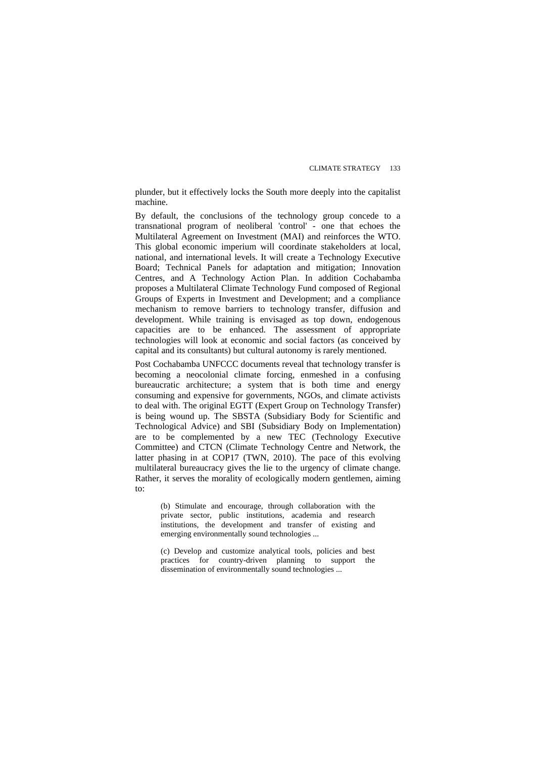plunder, but it effectively locks the South more deeply into the capitalist machine.

By default, the conclusions of the technology group concede to a transnational program of neoliberal 'control' - one that echoes the Multilateral Agreement on Investment (MAI) and reinforces the WTO. This global economic imperium will coordinate stakeholders at local, national, and international levels. It will create a Technology Executive Board; Technical Panels for adaptation and mitigation; Innovation Centres, and A Technology Action Plan. In addition Cochabamba proposes a Multilateral Climate Technology Fund composed of Regional Groups of Experts in Investment and Development; and a compliance mechanism to remove barriers to technology transfer, diffusion and development. While training is envisaged as top down, endogenous capacities are to be enhanced. The assessment of appropriate technologies will look at economic and social factors (as conceived by capital and its consultants) but cultural autonomy is rarely mentioned.

Post Cochabamba UNFCCC documents reveal that technology transfer is becoming a neocolonial climate forcing, enmeshed in a confusing bureaucratic architecture; a system that is both time and energy consuming and expensive for governments, NGOs, and climate activists to deal with. The original EGTT (Expert Group on Technology Transfer) is being wound up. The SBSTA (Subsidiary Body for Scientific and Technological Advice) and SBI (Subsidiary Body on Implementation) are to be complemented by a new TEC (Technology Executive Committee) and CTCN (Climate Technology Centre and Network, the latter phasing in at COP17 (TWN, 2010). The pace of this evolving multilateral bureaucracy gives the lie to the urgency of climate change. Rather, it serves the morality of ecologically modern gentlemen, aiming to:

> (b) Stimulate and encourage, through collaboration with the private sector, public institutions, academia and research institutions, the development and transfer of existing and emerging environmentally sound technologies ...
>
> (c) Develop and customize analytical tools, policies and best practices for country-driven planning to support the dissemination of environmentally sound technologies ...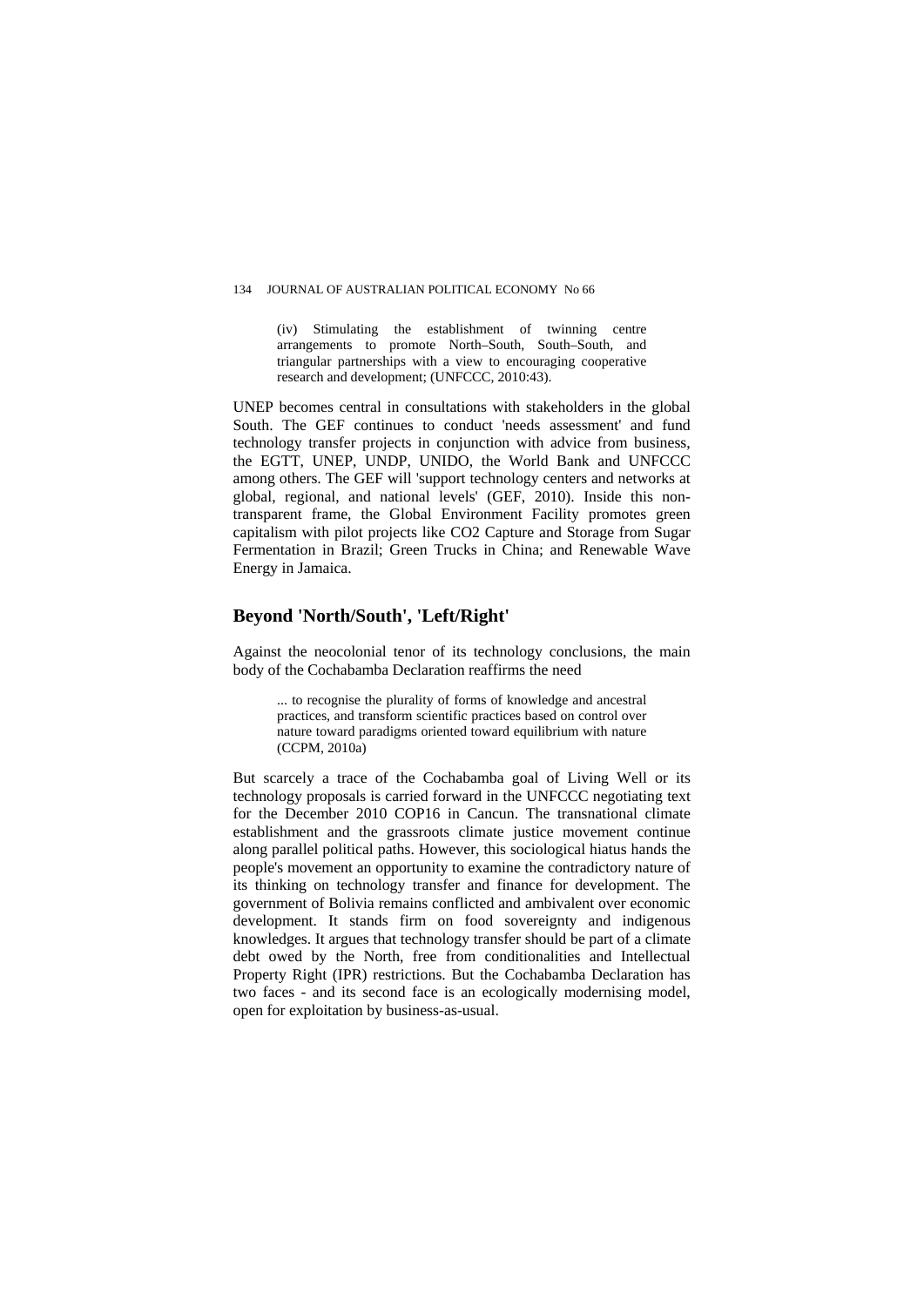> (iv) Stimulating the establishment of twinning centre arrangements to promote North–South, South–South, and triangular partnerships with a view to encouraging cooperative research and development; (UNFCCC, 2010:43).

UNEP becomes central in consultations with stakeholders in the global South. The GEF continues to conduct 'needs assessment' and fund technology transfer projects in conjunction with advice from business, the EGTT, UNEP, UNDP, UNIDO, the World Bank and UNFCCC among others. The GEF will 'support technology centers and networks at global, regional, and national levels' (GEF, 2010). Inside this non-transparent frame, the Global Environment Facility promotes green capitalism with pilot projects like $CO_2$ Capture and Storage from Sugar Fermentation in Brazil; Green Trucks in China; and Renewable Wave Energy in Jamaica.

## Beyond 'North/South', 'Left/Right'

Against the neocolonial tenor of its technology conclusions, the main body of the Cochabamba Declaration reaffirms the need

> ... to recognise the plurality of forms of knowledge and ancestral practices, and transform scientific practices based on control over nature toward paradigms oriented toward equilibrium with nature (CCPM, 2010a)

But scarcely a trace of the Cochabamba goal of Living Well or its technology proposals is carried forward in the UNFCCC negotiating text for the December 2010 COP16 in Cancun. The transnational climate establishment and the grassroots climate justice movement continue along parallel political paths. However, this sociological hiatus hands the people's movement an opportunity to examine the contradictory nature of its thinking on technology transfer and finance for development. The government of Bolivia remains conflicted and ambivalent over economic development. It stands firm on food sovereignty and indigenous knowledges. It argues that technology transfer should be part of a climate debt owed by the North, free from conditionalities and Intellectual Property Right (IPR) restrictions. But the Cochabamba Declaration has two faces - and its second face is an ecologically modernising model, open for exploitation by business-as-usual.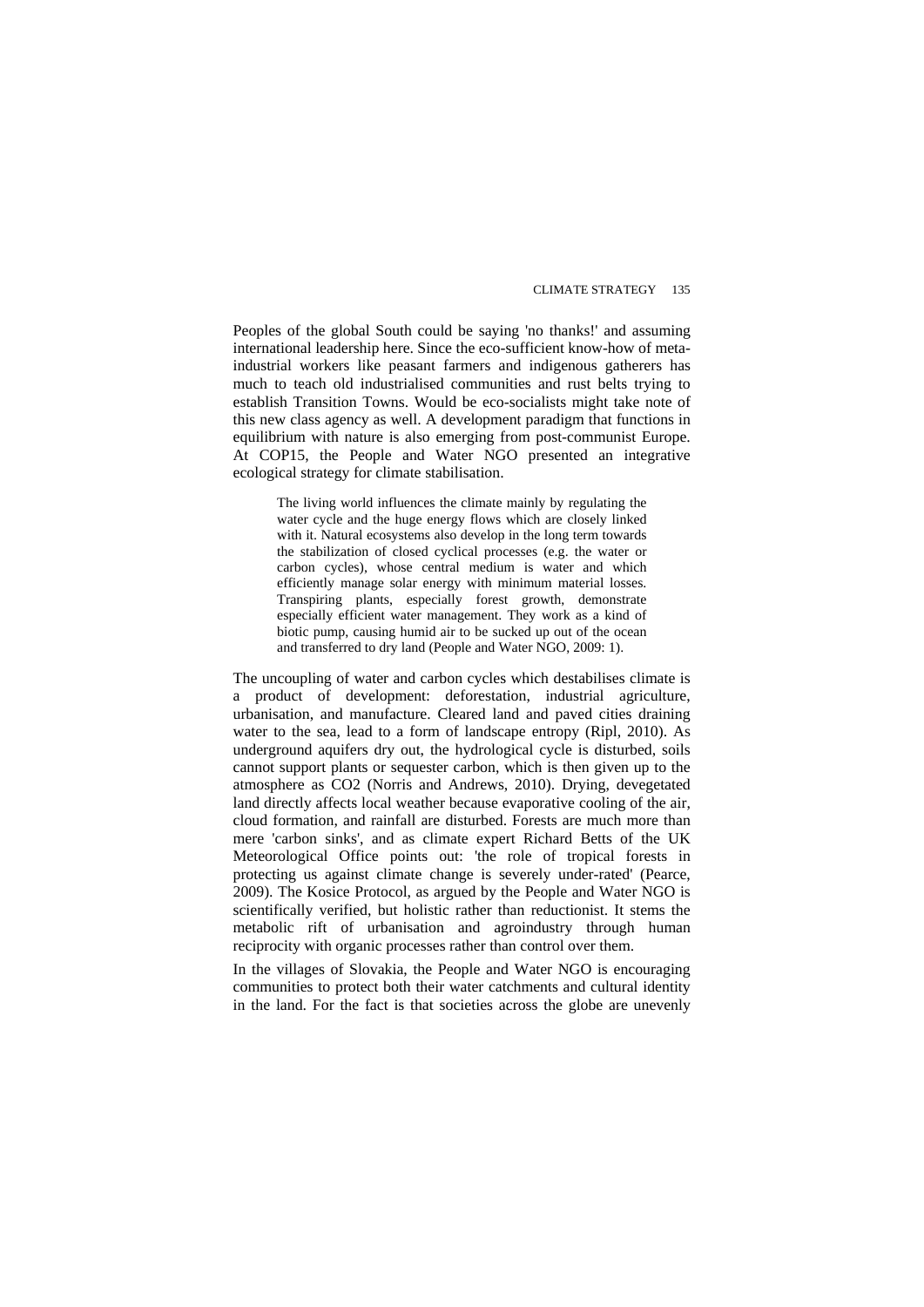Peoples of the global South could be saying 'no thanks!' and assuming international leadership here. Since the eco-sufficient know-how of meta-industrial workers like peasant farmers and indigenous gatherers has much to teach old industrialised communities and rust belts trying to establish Transition Towns. Would be eco-socialists might take note of this new class agency as well. A development paradigm that functions in equilibrium with nature is also emerging from post-communist Europe. At COP15, the People and Water NGO presented an integrative ecological strategy for climate stabilisation.

> The living world influences the climate mainly by regulating the water cycle and the huge energy flows which are closely linked with it. Natural ecosystems also develop in the long term towards the stabilization of closed cyclical processes (e.g. the water or carbon cycles), whose central medium is water and which efficiently manage solar energy with minimum material losses. Transpiring plants, especially forest growth, demonstrate especially efficient water management. They work as a kind of biotic pump, causing humid air to be sucked up out of the ocean and transferred to dry land (People and Water NGO, 2009: 1).

The uncoupling of water and carbon cycles which destabilises climate is a product of development: deforestation, industrial agriculture, urbanisation, and manufacture. Cleared land and paved cities draining water to the sea, lead to a form of landscape entropy (Ripl, 2010). As underground aquifers dry out, the hydrological cycle is disturbed, soils cannot support plants or sequester carbon, which is then given up to the atmosphere as $CO_2$ (Norris and Andrews, 2010). Drying, devegetated land directly affects local weather because evaporative cooling of the air, cloud formation, and rainfall are disturbed. Forests are much more than mere 'carbon sinks', and as climate expert Richard Betts of the UK Meteorological Office points out: 'the role of tropical forests in protecting us against climate change is severely under-rated' (Pearce, 2009). The Kosice Protocol, as argued by the People and Water NGO is scientifically verified, but holistic rather than reductionist. It stems the metabolic rift of urbanisation and agroindustry through human reciprocity with organic processes rather than control over them.

In the villages of Slovakia, the People and Water NGO is encouraging communities to protect both their water catchments and cultural identity in the land. For the fact is that societies across the globe are unevenly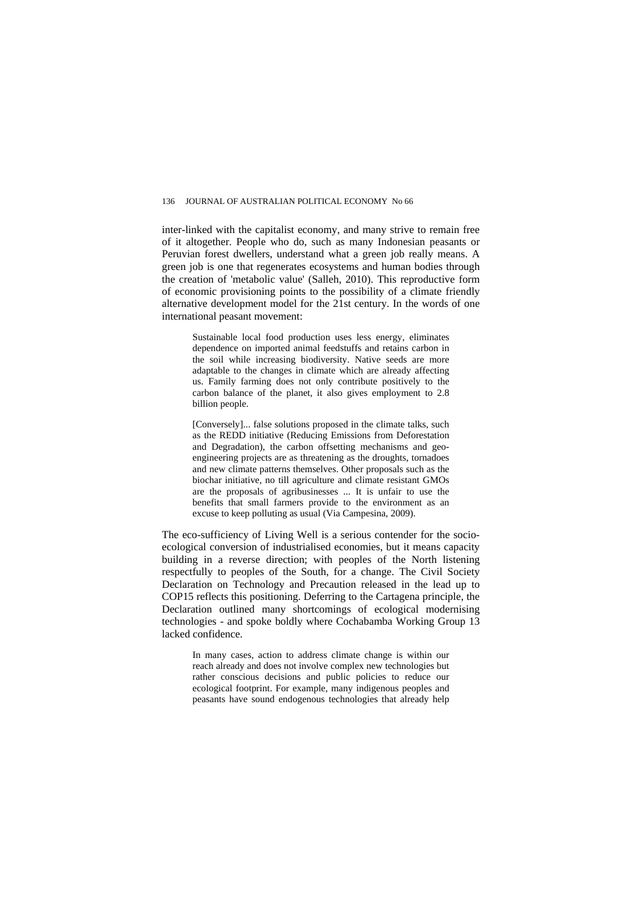inter-linked with the capitalist economy, and many strive to remain free of it altogether. People who do, such as many Indonesian peasants or Peruvian forest dwellers, understand what a green job really means. A green job is one that regenerates ecosystems and human bodies through the creation of 'metabolic value' (Salleh, 2010). This reproductive form of economic provisioning points to the possibility of a climate friendly alternative development model for the 21st century. In the words of one international peasant movement:

> Sustainable local food production uses less energy, eliminates dependence on imported animal feedstuffs and retains carbon in the soil while increasing biodiversity. Native seeds are more adaptable to the changes in climate which are already affecting us. Family farming does not only contribute positively to the carbon balance of the planet, it also gives employment to 2.8 billion people.
>
> [Conversely]... false solutions proposed in the climate talks, such as the REDD initiative (Reducing Emissions from Deforestation and Degradation), the carbon offsetting mechanisms and geo-engineering projects are as threatening as the droughts, tornadoes and new climate patterns themselves. Other proposals such as the biochar initiative, no till agriculture and climate resistant GMOs are the proposals of agribusinesses ... It is unfair to use the benefits that small farmers provide to the environment as an excuse to keep polluting as usual (Via Campesina, 2009).

The eco-sufficiency of Living Well is a serious contender for the socio-ecological conversion of industrialised economies, but it means capacity building in a reverse direction; with peoples of the North listening respectfully to peoples of the South, for a change. The Civil Society Declaration on Technology and Precaution released in the lead up to COP15 reflects this positioning. Deferring to the Cartagena principle, the Declaration outlined many shortcomings of ecological modernising technologies - and spoke boldly where Cochabamba Working Group 13 lacked confidence.

> In many cases, action to address climate change is within our reach already and does not involve complex new technologies but rather conscious decisions and public policies to reduce our ecological footprint. For example, many indigenous peoples and peasants have sound endogenous technologies that already help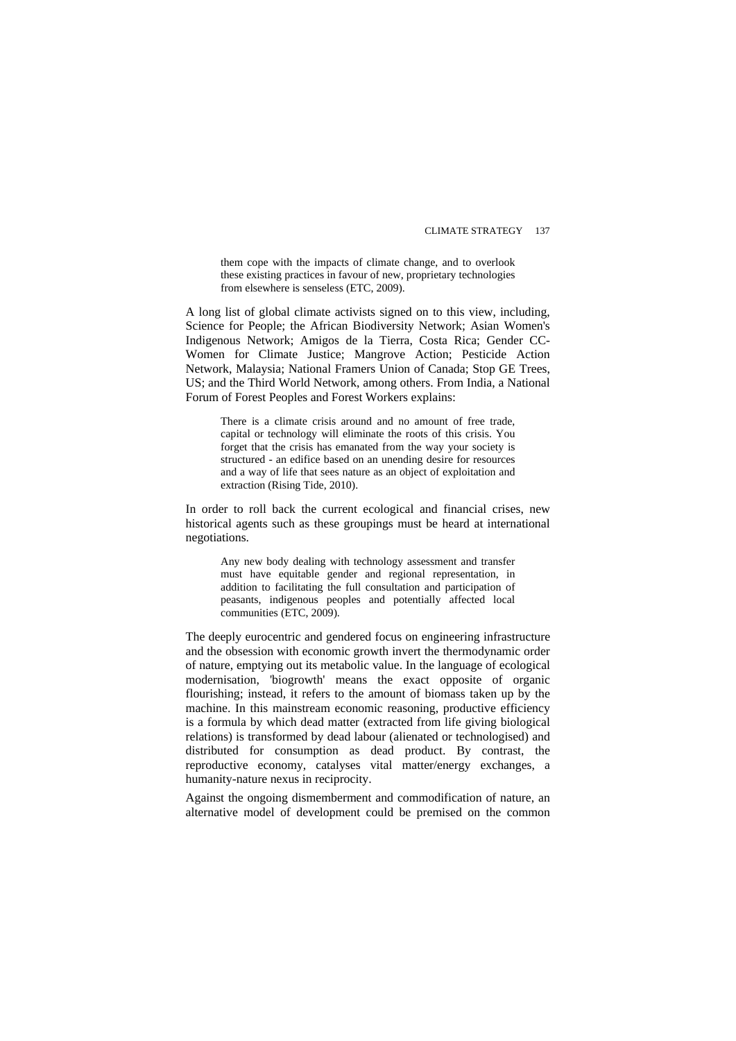> them cope with the impacts of climate change, and to overlook these existing practices in favour of new, proprietary technologies from elsewhere is senseless (ETC, 2009).

A long list of global climate activists signed on to this view, including, Science for People; the African Biodiversity Network; Asian Women's Indigenous Network; Amigos de la Tierra, Costa Rica; Gender CC-Women for Climate Justice; Mangrove Action; Pesticide Action Network, Malaysia; National Framers Union of Canada; Stop GE Trees, US; and the Third World Network, among others. From India, a National Forum of Forest Peoples and Forest Workers explains:

> There is a climate crisis around and no amount of free trade, capital or technology will eliminate the roots of this crisis. You forget that the crisis has emanated from the way your society is structured - an edifice based on an unending desire for resources and a way of life that sees nature as an object of exploitation and extraction (Rising Tide, 2010).

In order to roll back the current ecological and financial crises, new historical agents such as these groupings must be heard at international negotiations.

> Any new body dealing with technology assessment and transfer must have equitable gender and regional representation, in addition to facilitating the full consultation and participation of peasants, indigenous peoples and potentially affected local communities (ETC, 2009).

The deeply eurocentric and gendered focus on engineering infrastructure and the obsession with economic growth invert the thermodynamic order of nature, emptying out its metabolic value. In the language of ecological modernisation, 'biogrowth' means the exact opposite of organic flourishing; instead, it refers to the amount of biomass taken up by the machine. In this mainstream economic reasoning, productive efficiency is a formula by which dead matter (extracted from life giving biological relations) is transformed by dead labour (alienated or technologised) and distributed for consumption as dead product. By contrast, the reproductive economy, catalyses vital matter/energy exchanges, a humanity-nature nexus in reciprocity.

Against the ongoing dismemberment and commodification of nature, an alternative model of development could be premised on the common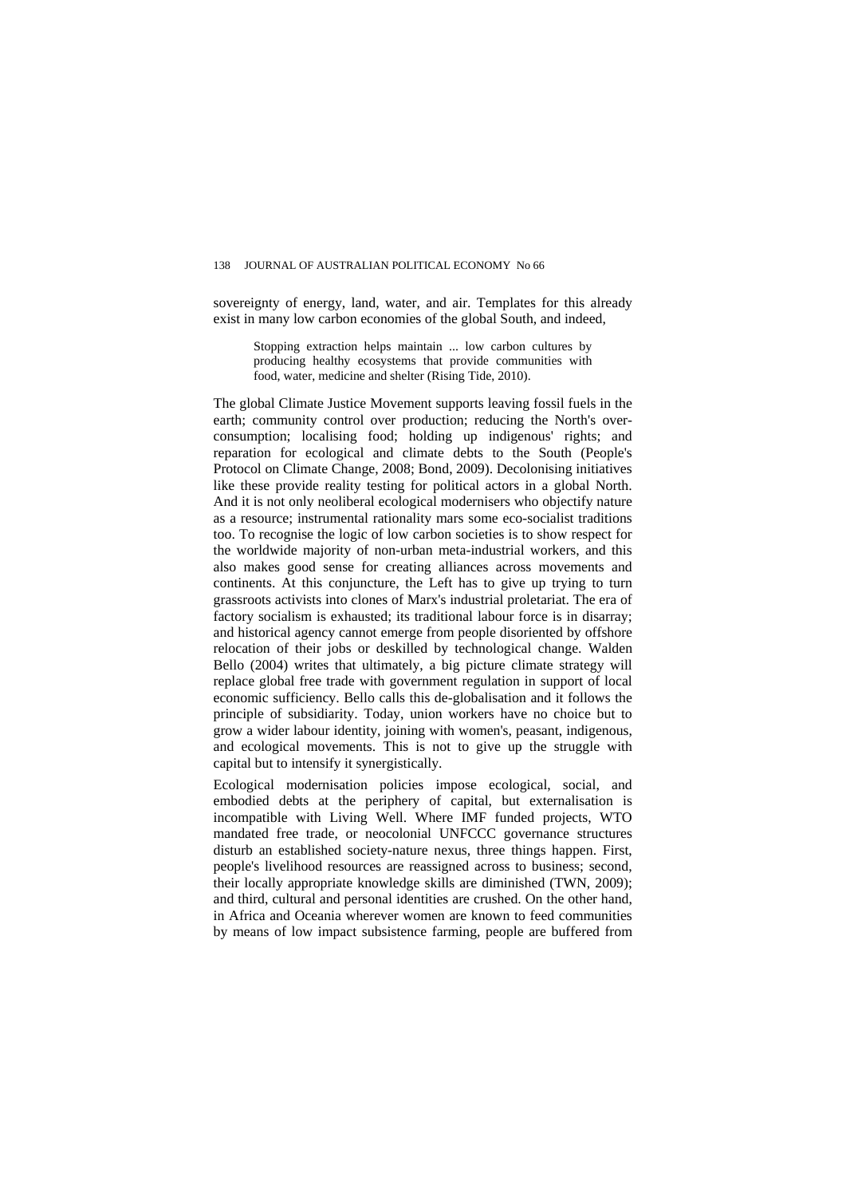sovereignty of energy, land, water, and air. Templates for this already exist in many low carbon economies of the global South, and indeed,

> Stopping extraction helps maintain ... low carbon cultures by producing healthy ecosystems that provide communities with food, water, medicine and shelter (Rising Tide, 2010).

The global Climate Justice Movement supports leaving fossil fuels in the earth; community control over production; reducing the North's over-consumption; localising food; holding up indigenous' rights; and reparation for ecological and climate debts to the South (People's Protocol on Climate Change, 2008; Bond, 2009). Decolonising initiatives like these provide reality testing for political actors in a global North. And it is not only neoliberal ecological modernisers who objectify nature as a resource; instrumental rationality mars some eco-socialist traditions too. To recognise the logic of low carbon societies is to show respect for the worldwide majority of non-urban meta-industrial workers, and this also makes good sense for creating alliances across movements and continents. At this conjuncture, the Left has to give up trying to turn grassroots activists into clones of Marx's industrial proletariat. The era of factory socialism is exhausted; its traditional labour force is in disarray; and historical agency cannot emerge from people disoriented by offshore relocation of their jobs or deskilled by technological change. Walden Bello (2004) writes that ultimately, a big picture climate strategy will replace global free trade with government regulation in support of local economic sufficiency. Bello calls this de-globalisation and it follows the principle of subsidiarity. Today, union workers have no choice but to grow a wider labour identity, joining with women's, peasant, indigenous, and ecological movements. This is not to give up the struggle with capital but to intensify it synergistically.

Ecological modernisation policies impose ecological, social, and embodied debts at the periphery of capital, but externalisation is incompatible with Living Well. Where IMF funded projects, WTO mandated free trade, or neocolonial UNFCCC governance structures disturb an established society-nature nexus, three things happen. First, people's livelihood resources are reassigned across to business; second, their locally appropriate knowledge skills are diminished (TWN, 2009); and third, cultural and personal identities are crushed. On the other hand, in Africa and Oceania wherever women are known to feed communities by means of low impact subsistence farming, people are buffered from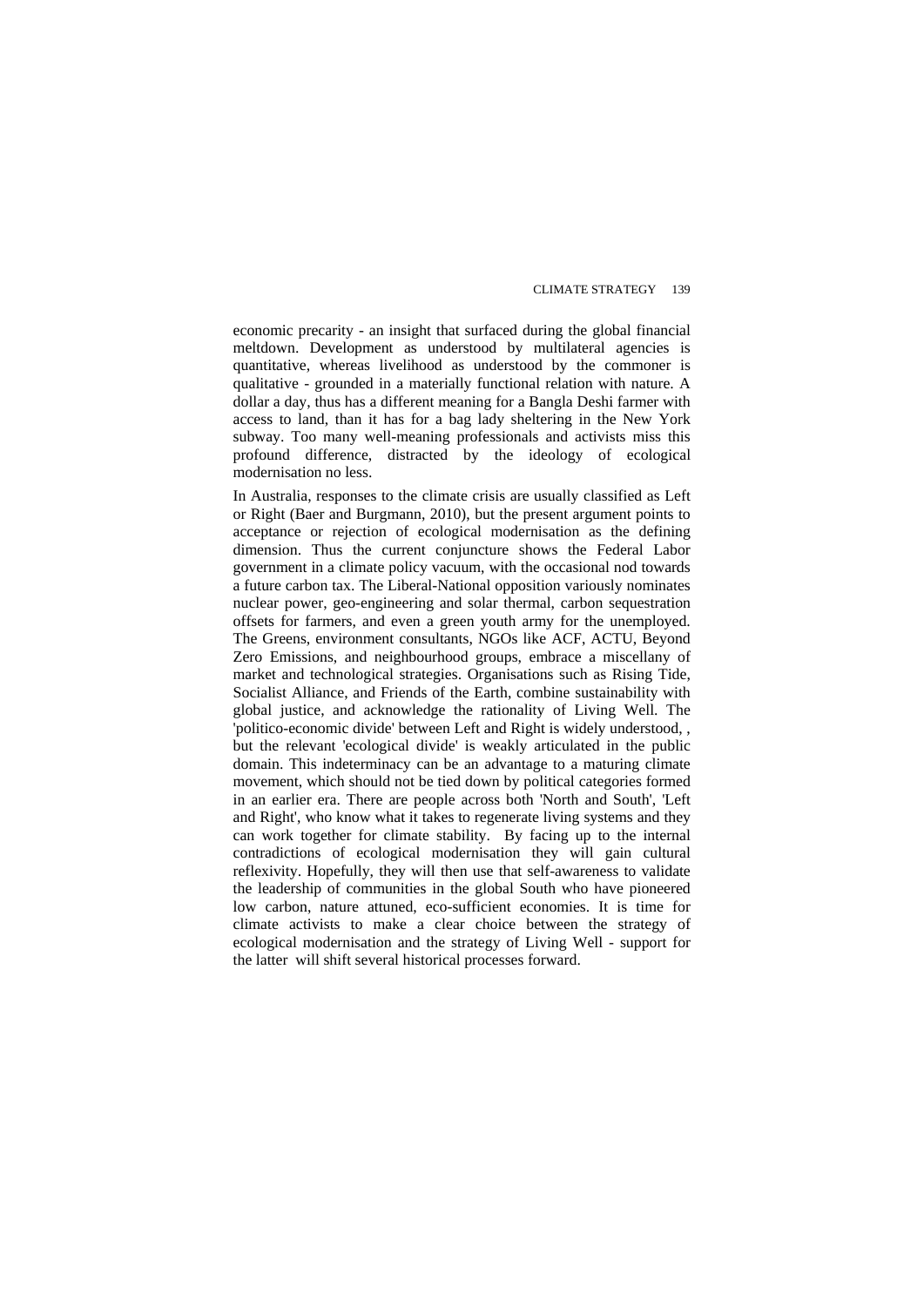economic precarity - an insight that surfaced during the global financial meltdown. Development as understood by multilateral agencies is quantitative, whereas livelihood as understood by the commoner is qualitative - grounded in a materially functional relation with nature. A dollar a day, thus has a different meaning for a Bangla Deshi farmer with access to land, than it has for a bag lady sheltering in the New York subway. Too many well-meaning professionals and activists miss this profound difference, distracted by the ideology of ecological modernisation no less.

In Australia, responses to the climate crisis are usually classified as Left or Right (Baer and Burgmann, 2010), but the present argument points to acceptance or rejection of ecological modernisation as the defining dimension. Thus the current conjuncture shows the Federal Labor government in a climate policy vacuum, with the occasional nod towards a future carbon tax. The Liberal-National opposition variously nominates nuclear power, geo-engineering and solar thermal, carbon sequestration offsets for farmers, and even a green youth army for the unemployed. The Greens, environment consultants, NGOs like ACF, ACTU, Beyond Zero Emissions, and neighbourhood groups, embrace a miscellany of market and technological strategies. Organisations such as Rising Tide, Socialist Alliance, and Friends of the Earth, combine sustainability with global justice, and acknowledge the rationality of Living Well. The 'politico-economic divide' between Left and Right is widely understood, , but the relevant 'ecological divide' is weakly articulated in the public domain. This indeterminacy can be an advantage to a maturing climate movement, which should not be tied down by political categories formed in an earlier era. There are people across both 'North and South', 'Left and Right', who know what it takes to regenerate living systems and they can work together for climate stability. By facing up to the internal contradictions of ecological modernisation they will gain cultural reflexivity. Hopefully, they will then use that self-awareness to validate the leadership of communities in the global South who have pioneered low carbon, nature attuned, eco-sufficient economies. It is time for climate activists to make a clear choice between the strategy of ecological modernisation and the strategy of Living Well - support for the latter will shift several historical processes forward.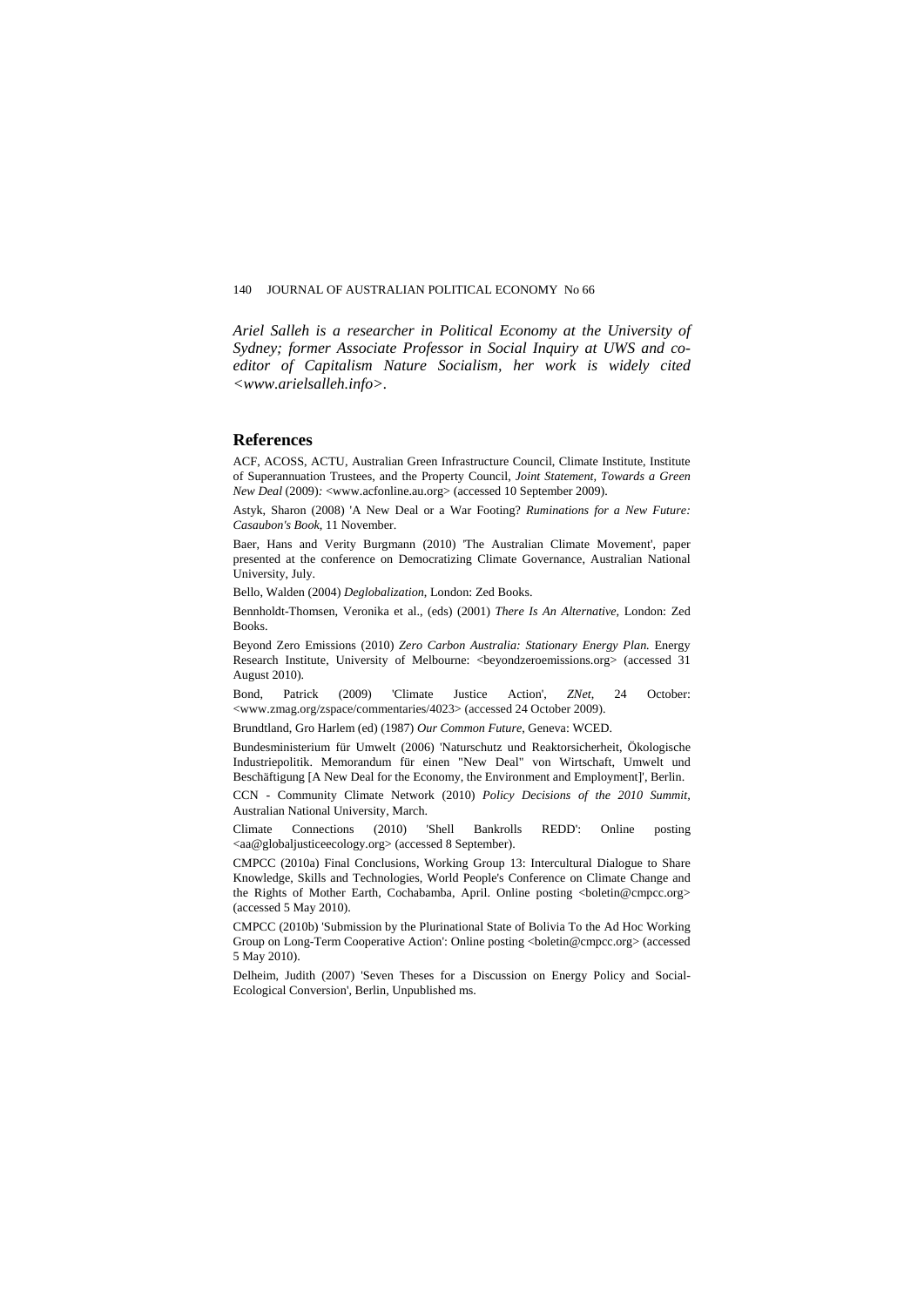*Ariel Salleh is a researcher in Political Economy at the University of Sydney; former Associate Professor in Social Inquiry at UWS and co-editor of Capitalism Nature Socialism, her work is widely cited <www.arielsalleh.info>.*

## References

ACF, ACOSS, ACTU, Australian Green Infrastructure Council, Climate Institute, Institute of Superannuation Trustees, and the Property Council, *Joint Statement, Towards a Green New Deal* (2009): <www.acfonline.au.org> (accessed 10 September 2009).

Astyk, Sharon (2008) 'A New Deal or a War Footing? *Ruminations for a New Future: Casaubon's Book*, 11 November.

Baer, Hans and Verity Burgmann (2010) 'The Australian Climate Movement', paper presented at the conference on Democratizing Climate Governance, Australian National University, July.

Bello, Walden (2004) *Deglobalization*, London: Zed Books.

Bennholdt-Thomsen, Veronika et al., (eds) (2001) *There Is An Alternative*, London: Zed Books.

Beyond Zero Emissions (2010) *Zero Carbon Australia: Stationary Energy Plan.* Energy Research Institute, University of Melbourne: <beyondzeroemissions.org> (accessed 31 August 2010).

Bond, Patrick (2009) 'Climate Justice Action', *ZNet*, 24 October: <www.zmag.org/zspace/commentaries/4023> (accessed 24 October 2009).

Brundtland, Gro Harlem (ed) (1987) *Our Common Future*, Geneva: WCED.

Bundesministerium für Umwelt (2006) 'Naturschutz und Reaktorsicherheit, Ökologische Industriepolitik. Memorandum für einen "New Deal" von Wirtschaft, Umwelt und Beschäftigung [A New Deal for the Economy, the Environment and Employment]', Berlin.

CCN - Community Climate Network (2010) *Policy Decisions of the 2010 Summit*, Australian National University, March.

Climate Connections (2010) 'Shell Bankrolls REDD': Online posting <aa@globaljusticeecology.org> (accessed 8 September).

CMPCC (2010a) Final Conclusions, Working Group 13: Intercultural Dialogue to Share Knowledge, Skills and Technologies, World People's Conference on Climate Change and the Rights of Mother Earth, Cochabamba, April. Online posting <boletin@cmpcc.org> (accessed 5 May 2010).

CMPCC (2010b) 'Submission by the Plurinational State of Bolivia To the Ad Hoc Working Group on Long-Term Cooperative Action': Online posting <boletin@cmpcc.org> (accessed 5 May 2010).

Delheim, Judith (2007) 'Seven Theses for a Discussion on Energy Policy and Social-Ecological Conversion', Berlin, Unpublished ms.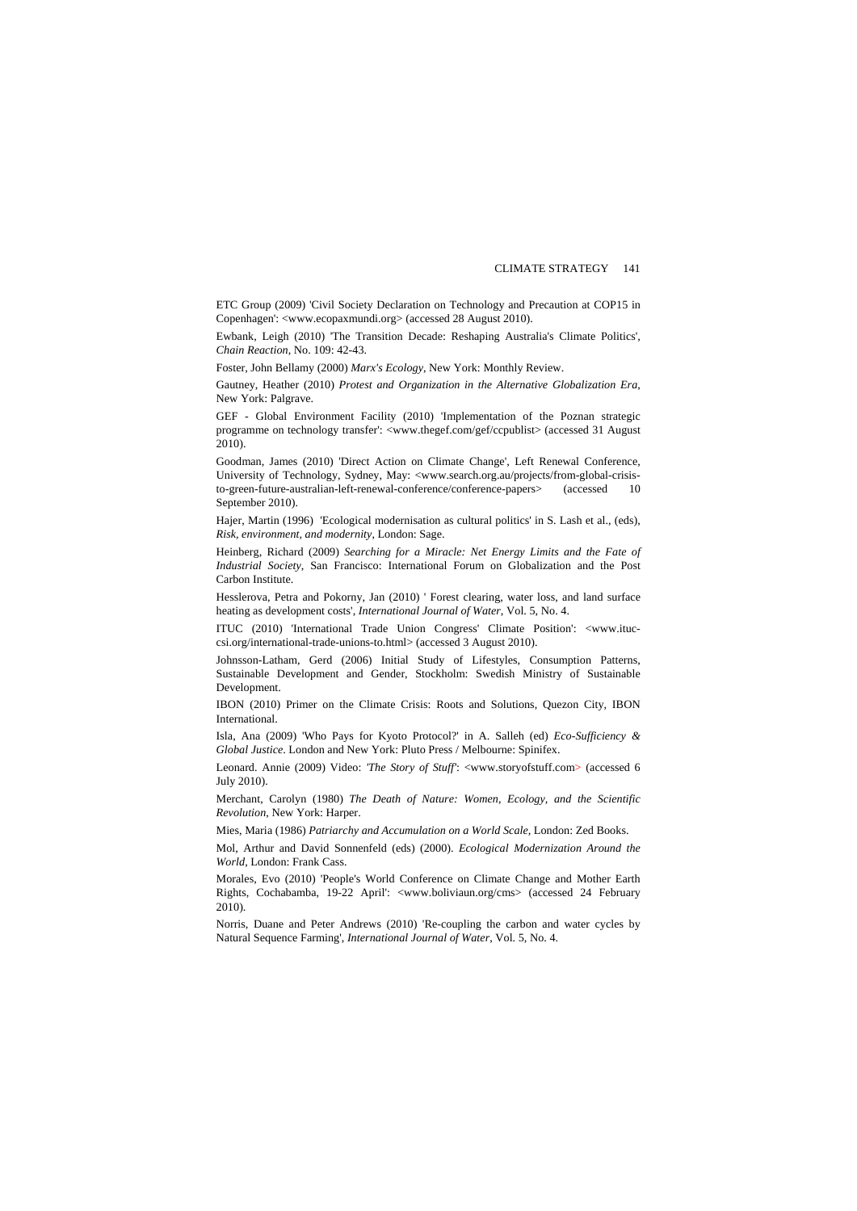ETC Group (2009) 'Civil Society Declaration on Technology and Precaution at COP15 in Copenhagen': <www.ecopaxmundi.org> (accessed 28 August 2010).

Ewbank, Leigh (2010) 'The Transition Decade: Reshaping Australia's Climate Politics', *Chain Reaction*, No. 109: 42-43.

Foster, John Bellamy (2000) *Marx's Ecology*, New York: Monthly Review.

Gautney, Heather (2010) *Protest and Organization in the Alternative Globalization Era*, New York: Palgrave.

GEF - Global Environment Facility (2010) 'Implementation of the Poznan strategic programme on technology transfer': <www.thegef.com/gef/ccpublist> (accessed 31 August 2010).

Goodman, James (2010) 'Direct Action on Climate Change', Left Renewal Conference, University of Technology, Sydney, May: <www.search.org.au/projects/from-global-crisis-to-green-future-australian-left-renewal-conference/conference-papers> (accessed 10 September 2010).

Hajer, Martin (1996) 'Ecological modernisation as cultural politics' in S. Lash et al., (eds), *Risk, environment, and modernity*, London: Sage.

Heinberg, Richard (2009) *Searching for a Miracle: Net Energy Limits and the Fate of Industrial Society*, San Francisco: International Forum on Globalization and the Post Carbon Institute.

Hesslerova, Petra and Pokorny, Jan (2010) ' Forest clearing, water loss, and land surface heating as development costs', *International Journal of Water*, Vol. 5, No. 4.

ITUC (2010) 'International Trade Union Congress' Climate Position': <www.ituc-csi.org/international-trade-unions-to.html> (accessed 3 August 2010).

Johnsson-Latham, Gerd (2006) Initial Study of Lifestyles, Consumption Patterns, Sustainable Development and Gender, Stockholm: Swedish Ministry of Sustainable Development.

IBON (2010) Primer on the Climate Crisis: Roots and Solutions, Quezon City, IBON International.

Isla, Ana (2009) 'Who Pays for Kyoto Protocol?' in A. Salleh (ed) *Eco-Sufficiency & Global Justice*. London and New York: Pluto Press / Melbourne: Spinifex.

Leonard. Annie (2009) Video: *'The Story of Stuff'*: <www.storyofstuff.com> (accessed 6 July 2010).

Merchant, Carolyn (1980) *The Death of Nature: Women, Ecology, and the Scientific Revolution*, New York: Harper.

Mies, Maria (1986) *Patriarchy and Accumulation on a World Scale*, London: Zed Books.

Mol, Arthur and David Sonnenfeld (eds) (2000). *Ecological Modernization Around the World*, London: Frank Cass.

Morales, Evo (2010) 'People's World Conference on Climate Change and Mother Earth Rights, Cochabamba, 19-22 April': <www.boliviaun.org/cms> (accessed 24 February 2010).

Norris, Duane and Peter Andrews (2010) 'Re-coupling the carbon and water cycles by Natural Sequence Farming', *International Journal of Water*, Vol. 5, No. 4.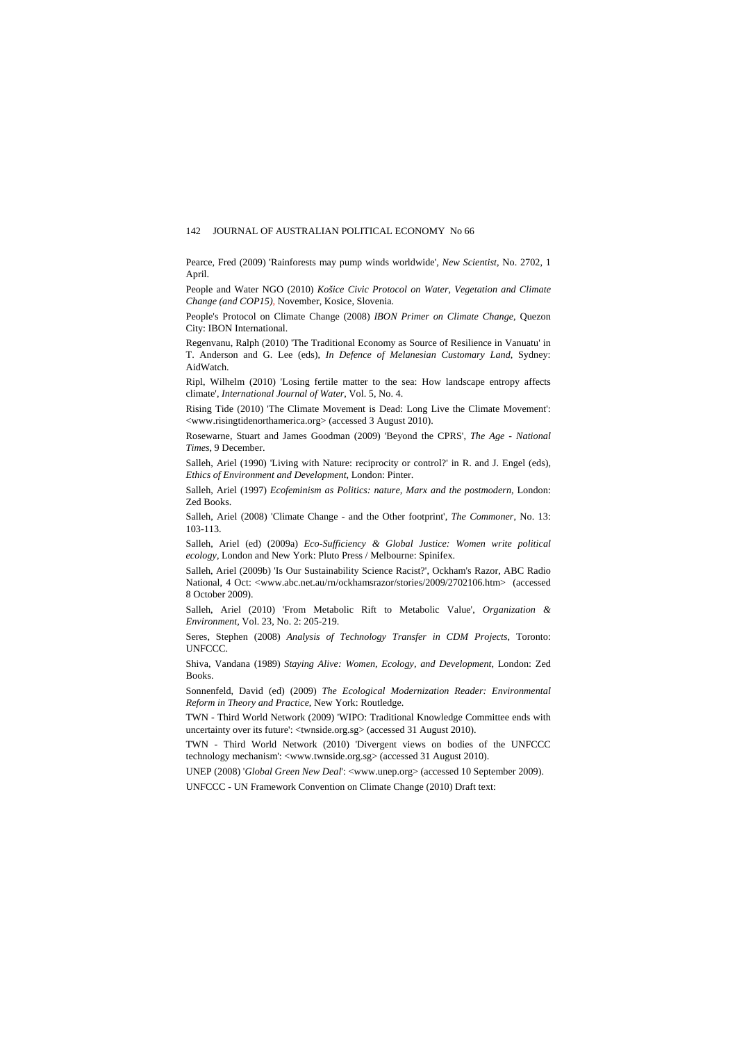Pearce, Fred (2009) 'Rainforests may pump winds worldwide', *New Scientist*, No. 2702, 1 April.

People and Water NGO (2010) *Košice Civic Protocol on Water, Vegetation and Climate Change (and COP15)*, November, Kosice, Slovenia.

People's Protocol on Climate Change (2008) *IBON Primer on Climate Change*, Quezon City: IBON International.

Regenvanu, Ralph (2010) 'The Traditional Economy as Source of Resilience in Vanuatu' in T. Anderson and G. Lee (eds), *In Defence of Melanesian Customary Land*, Sydney: AidWatch.

Ripl, Wilhelm (2010) 'Losing fertile matter to the sea: How landscape entropy affects climate', *International Journal of Water*, Vol. 5, No. 4.

Rising Tide (2010) 'The Climate Movement is Dead: Long Live the Climate Movement': <www.risingtidenorthamerica.org> (accessed 3 August 2010).

Rosewarne, Stuart and James Goodman (2009) 'Beyond the CPRS', *The Age - National Times*, 9 December.

Salleh, Ariel (1990) 'Living with Nature: reciprocity or control?' in R. and J. Engel (eds), *Ethics of Environment and Development*, London: Pinter.

Salleh, Ariel (1997) *Ecofeminism as Politics: nature, Marx and the postmodern*, London: Zed Books.

Salleh, Ariel (2008) 'Climate Change - and the Other footprint', *The Commoner*, No. 13: 103-113.

Salleh, Ariel (ed) (2009a) *Eco-Sufficiency & Global Justice: Women write political ecology*, London and New York: Pluto Press / Melbourne: Spinifex.

Salleh, Ariel (2009b) 'Is Our Sustainability Science Racist?', Ockham's Razor, ABC Radio National, 4 Oct: <www.abc.net.au/rn/ockhamsrazor/stories/2009/2702106.htm> (accessed 8 October 2009).

Salleh, Ariel (2010) 'From Metabolic Rift to Metabolic Value', *Organization & Environment*, Vol. 23, No. 2: 205-219.

Seres, Stephen (2008) *Analysis of Technology Transfer in CDM Projects*, Toronto: UNFCCC.

Shiva, Vandana (1989) *Staying Alive: Women, Ecology, and Development*, London: Zed Books.

Sonnenfeld, David (ed) (2009) *The Ecological Modernization Reader: Environmental Reform in Theory and Practice*, New York: Routledge.

TWN - Third World Network (2009) 'WIPO: Traditional Knowledge Committee ends with uncertainty over its future': <twnside.org.sg> (accessed 31 August 2010).

TWN - Third World Network (2010) 'Divergent views on bodies of the UNFCCC technology mechanism': <www.twnside.org.sg> (accessed 31 August 2010).

UNEP (2008) '*Global Green New Deal*': <www.unep.org> (accessed 10 September 2009).

UNFCCC - UN Framework Convention on Climate Change (2010) Draft text: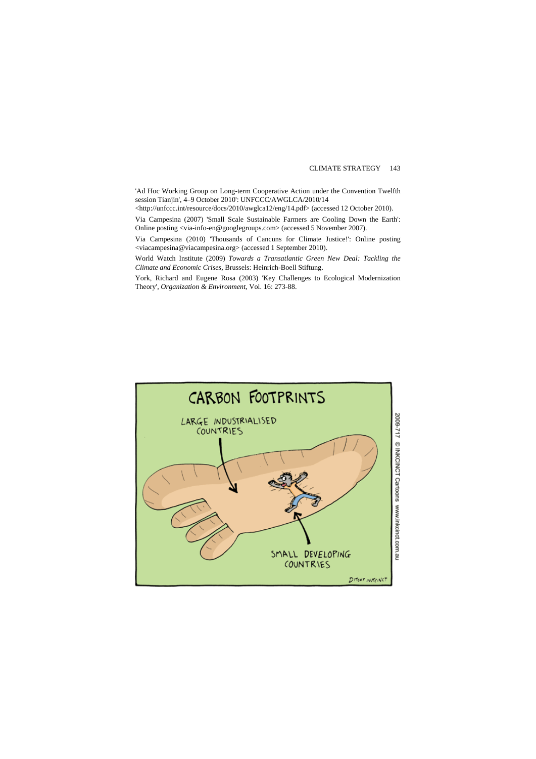'Ad Hoc Working Group on Long-term Cooperative Action under the Convention Twelfth session Tianjin', 4–9 October 2010': UNFCCC/AWGLCA/2010/14 <http://unfccc.int/resource/docs/2010/awglca12/eng/14.pdf> (accessed 12 October 2010).

Via Campesina (2007) 'Small Scale Sustainable Farmers are Cooling Down the Earth': Online posting <via-info-en@googlegroups.com> (accessed 5 November 2007).

Via Campesina (2010) 'Thousands of Cancuns for Climate Justice!': Online posting <viacampesina@viacampesina.org> (accessed 1 September 2010).

World Watch Institute (2009) *Towards a Transatlantic Green New Deal: Tackling the Climate and Economic Crises*, Brussels: Heinrich-Boell Stiftung.

York, Richard and Eugene Rosa (2003) 'Key Challenges to Ecological Modernization Theory', *Organization & Environment*, Vol. 16: 273-88.

CARBON FOOTPRINTS

LARGE INDUSTRIALISED COUNTRIES

SMALL DEVELOPING COUNTRIES

2009-717 © INKCINCT Cartoons www.inkcinct.com.au